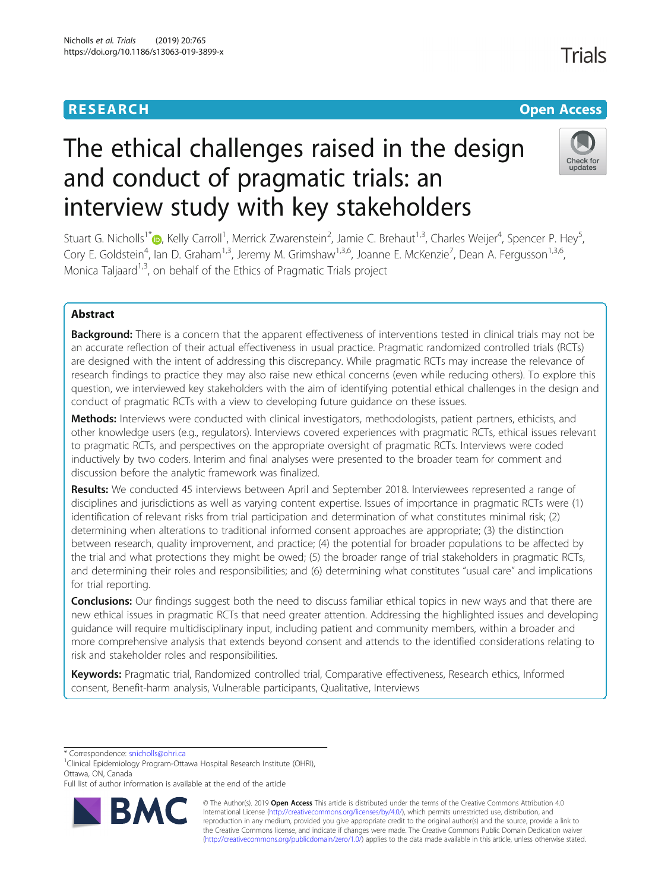RESEARCH

Open Access

# The ethical challenges raised in the design and conduct of pragmatic trials: an interview study with key stakeholders

Stuart G. Nicholls[1*], Kelly Carroll[1], Merrick Zwarenstein[2], Jamie C. Brehaut[1,3], Charles Weijer[4], Spencer P. Hey[5], Cory E. Goldstein[4], Ian D. Graham[1,3], Jeremy M. Grimshaw[1,3,6], Joanne E. McKenzie[7], Dean A. Fergusson[1,3,6], Monica Taljaard[1,3], on behalf of the Ethics of Pragmatic Trials project

## Abstract

**Background:** There is a concern that the apparent effectiveness of interventions tested in clinical trials may not be an accurate reflection of their actual effectiveness in usual practice. Pragmatic randomized controlled trials (RCTs) are designed with the intent of addressing this discrepancy. While pragmatic RCTs may increase the relevance of research findings to practice they may also raise new ethical concerns (even while reducing others). To explore this question, we interviewed key stakeholders with the aim of identifying potential ethical challenges in the design and conduct of pragmatic RCTs with a view to developing future guidance on these issues.

**Methods:** Interviews were conducted with clinical investigators, methodologists, patient partners, ethicists, and other knowledge users (e.g., regulators). Interviews covered experiences with pragmatic RCTs, ethical issues relevant to pragmatic RCTs, and perspectives on the appropriate oversight of pragmatic RCTs. Interviews were coded inductively by two coders. Interim and final analyses were presented to the broader team for comment and discussion before the analytic framework was finalized.

**Results:** We conducted 45 interviews between April and September 2018. Interviewees represented a range of disciplines and jurisdictions as well as varying content expertise. Issues of importance in pragmatic RCTs were (1) identification of relevant risks from trial participation and determination of what constitutes minimal risk; (2) determining when alterations to traditional informed consent approaches are appropriate; (3) the distinction between research, quality improvement, and practice; (4) the potential for broader populations to be affected by the trial and what protections they might be owed; (5) the broader range of trial stakeholders in pragmatic RCTs, and determining their roles and responsibilities; and (6) determining what constitutes "usual care" and implications for trial reporting.

**Conclusions:** Our findings suggest both the need to discuss familiar ethical topics in new ways and that there are new ethical issues in pragmatic RCTs that need greater attention. Addressing the highlighted issues and developing guidance will require multidisciplinary input, including patient and community members, within a broader and more comprehensive analysis that extends beyond consent and attends to the identified considerations relating to risk and stakeholder roles and responsibilities.

**Keywords:** Pragmatic trial, Randomized controlled trial, Comparative effectiveness, Research ethics, Informed consent, Benefit-harm analysis, Vulnerable participants, Qualitative, Interviews

* Correspondence: snicholls@ohri.ca
[1]Clinical Epidemiology Program-Ottawa Hospital Research Institute (OHRI), Ottawa, ON, Canada
Full list of author information is available at the end of the article

© The Author(s). 2019 **Open Access** This article is distributed under the terms of the Creative Commons Attribution 4.0 International License (http://creativecommons.org/licenses/by/4.0/), which permits unrestricted use, distribution, and reproduction in any medium, provided you give appropriate credit to the original author(s) and the source, provide a link to the Creative Commons license, and indicate if changes were made. The Creative Commons Public Domain Dedication waiver (http://creativecommons.org/publicdomain/zero/1.0/) applies to the data made available in this article, unless otherwise stated.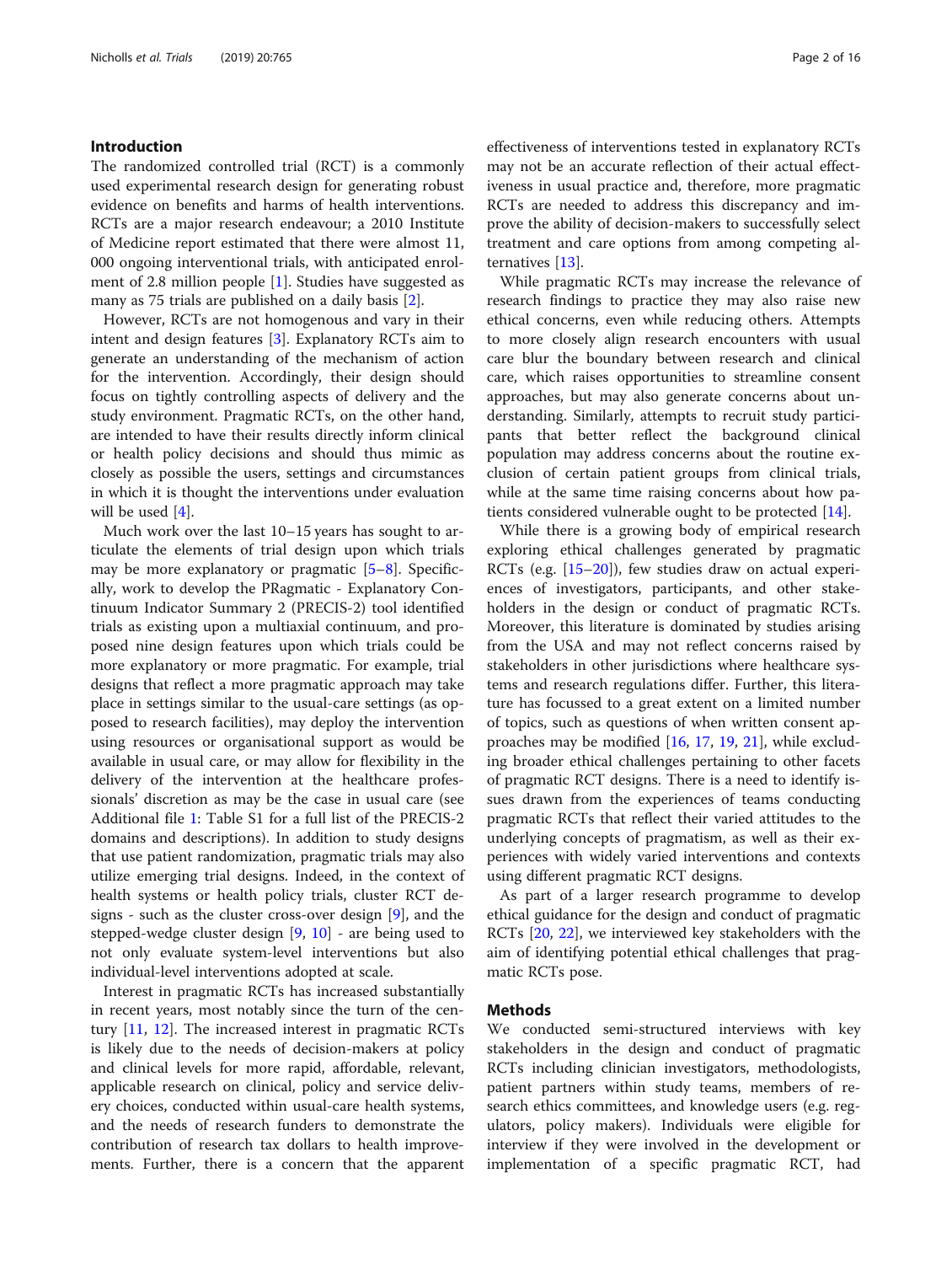## Introduction

The randomized controlled trial (RCT) is a commonly used experimental research design for generating robust evidence on benefits and harms of health interventions. RCTs are a major research endeavour; a 2010 Institute of Medicine report estimated that there were almost 11,000 ongoing interventional trials, with anticipated enrolment of 2.8 million people [1]. Studies have suggested as many as 75 trials are published on a daily basis [2].

However, RCTs are not homogenous and vary in their intent and design features [3]. Explanatory RCTs aim to generate an understanding of the mechanism of action for the intervention. Accordingly, their design should focus on tightly controlling aspects of delivery and the study environment. Pragmatic RCTs, on the other hand, are intended to have their results directly inform clinical or health policy decisions and should thus mimic as closely as possible the users, settings and circumstances in which it is thought the interventions under evaluation will be used [4].

Much work over the last 10–15 years has sought to articulate the elements of trial design upon which trials may be more explanatory or pragmatic [5–8]. Specifically, work to develop the PRagmatic - Explanatory Continuum Indicator Summary 2 (PRECIS-2) tool identified trials as existing upon a multiaxial continuum, and proposed nine design features upon which trials could be more explanatory or more pragmatic. For example, trial designs that reflect a more pragmatic approach may take place in settings similar to the usual-care settings (as opposed to research facilities), may deploy the intervention using resources or organisational support as would be available in usual care, or may allow for flexibility in the delivery of the intervention at the healthcare professionals' discretion as may be the case in usual care (see Additional file 1: Table S1 for a full list of the PRECIS-2 domains and descriptions). In addition to study designs that use patient randomization, pragmatic trials may also utilize emerging trial designs. Indeed, in the context of health systems or health policy trials, cluster RCT designs - such as the cluster cross-over design [9], and the stepped-wedge cluster design [9, 10] - are being used to not only evaluate system-level interventions but also individual-level interventions adopted at scale.

Interest in pragmatic RCTs has increased substantially in recent years, most notably since the turn of the century [11, 12]. The increased interest in pragmatic RCTs is likely due to the needs of decision-makers at policy and clinical levels for more rapid, affordable, relevant, applicable research on clinical, policy and service delivery choices, conducted within usual-care health systems, and the needs of research funders to demonstrate the contribution of research tax dollars to health improvements. Further, there is a concern that the apparent effectiveness of interventions tested in explanatory RCTs may not be an accurate reflection of their actual effectiveness in usual practice and, therefore, more pragmatic RCTs are needed to address this discrepancy and improve the ability of decision-makers to successfully select treatment and care options from among competing alternatives [13].

While pragmatic RCTs may increase the relevance of research findings to practice they may also raise new ethical concerns, even while reducing others. Attempts to more closely align research encounters with usual care blur the boundary between research and clinical care, which raises opportunities to streamline consent approaches, but may also generate concerns about understanding. Similarly, attempts to recruit study participants that better reflect the background clinical population may address concerns about the routine exclusion of certain patient groups from clinical trials, while at the same time raising concerns about how patients considered vulnerable ought to be protected [14].

While there is a growing body of empirical research exploring ethical challenges generated by pragmatic RCTs (e.g. [15–20]), few studies draw on actual experiences of investigators, participants, and other stakeholders in the design or conduct of pragmatic RCTs. Moreover, this literature is dominated by studies arising from the USA and may not reflect concerns raised by stakeholders in other jurisdictions where healthcare systems and research regulations differ. Further, this literature has focussed to a great extent on a limited number of topics, such as questions of when written consent approaches may be modified [16, 17, 19, 21], while excluding broader ethical challenges pertaining to other facets of pragmatic RCT designs. There is a need to identify issues drawn from the experiences of teams conducting pragmatic RCTs that reflect their varied attitudes to the underlying concepts of pragmatism, as well as their experiences with widely varied interventions and contexts using different pragmatic RCT designs.

As part of a larger research programme to develop ethical guidance for the design and conduct of pragmatic RCTs [20, 22], we interviewed key stakeholders with the aim of identifying potential ethical challenges that pragmatic RCTs pose.

## Methods

We conducted semi-structured interviews with key stakeholders in the design and conduct of pragmatic RCTs including clinician investigators, methodologists, patient partners within study teams, members of research ethics committees, and knowledge users (e.g. regulators, policy makers). Individuals were eligible for interview if they were involved in the development or implementation of a specific pragmatic RCT, had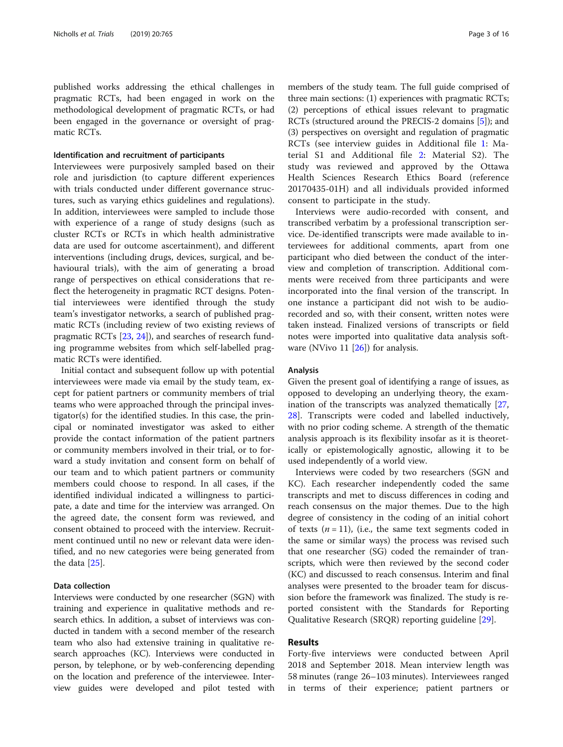published works addressing the ethical challenges in pragmatic RCTs, had been engaged in work on the methodological development of pragmatic RCTs, or had been engaged in the governance or oversight of pragmatic RCTs.

#### Identification and recruitment of participants

Interviewees were purposively sampled based on their role and jurisdiction (to capture different experiences with trials conducted under different governance structures, such as varying ethics guidelines and regulations). In addition, interviewees were sampled to include those with experience of a range of study designs (such as cluster RCTs or RCTs in which health administrative data are used for outcome ascertainment), and different interventions (including drugs, devices, surgical, and behavioural trials), with the aim of generating a broad range of perspectives on ethical considerations that reflect the heterogeneity in pragmatic RCT designs. Potential interviewees were identified through the study team's investigator networks, a search of published pragmatic RCTs (including review of two existing reviews of pragmatic RCTs [23, 24]), and searches of research funding programme websites from which self-labelled pragmatic RCTs were identified.

Initial contact and subsequent follow up with potential interviewees were made via email by the study team, except for patient partners or community members of trial teams who were approached through the principal investigator(s) for the identified studies. In this case, the principal or nominated investigator was asked to either provide the contact information of the patient partners or community members involved in their trial, or to forward a study invitation and consent form on behalf of our team and to which patient partners or community members could choose to respond. In all cases, if the identified individual indicated a willingness to participate, a date and time for the interview was arranged. On the agreed date, the consent form was reviewed, and consent obtained to proceed with the interview. Recruitment continued until no new or relevant data were identified, and no new categories were being generated from the data [25].

#### Data collection

Interviews were conducted by one researcher (SGN) with training and experience in qualitative methods and research ethics. In addition, a subset of interviews was conducted in tandem with a second member of the research team who also had extensive training in qualitative research approaches (KC). Interviews were conducted in person, by telephone, or by web-conferencing depending on the location and preference of the interviewee. Interview guides were developed and pilot tested with members of the study team. The full guide comprised of three main sections: (1) experiences with pragmatic RCTs; (2) perceptions of ethical issues relevant to pragmatic RCTs (structured around the PRECIS-2 domains [5]); and (3) perspectives on oversight and regulation of pragmatic RCTs (see interview guides in Additional file 1: Material S1 and Additional file 2: Material S2). The study was reviewed and approved by the Ottawa Health Sciences Research Ethics Board (reference 20170435-01H) and all individuals provided informed consent to participate in the study.

Interviews were audio-recorded with consent, and transcribed verbatim by a professional transcription service. De-identified transcripts were made available to interviewees for additional comments, apart from one participant who died between the conduct of the interview and completion of transcription. Additional comments were received from three participants and were incorporated into the final version of the transcript. In one instance a participant did not wish to be audio-recorded and so, with their consent, written notes were taken instead. Finalized versions of transcripts or field notes were imported into qualitative data analysis software (NVivo 11 [26]) for analysis.

#### Analysis

Given the present goal of identifying a range of issues, as opposed to developing an underlying theory, the examination of the transcripts was analyzed thematically [27, 28]. Transcripts were coded and labelled inductively, with no prior coding scheme. A strength of the thematic analysis approach is its flexibility insofar as it is theoretically or epistemologically agnostic, allowing it to be used independently of a world view.

Interviews were coded by two researchers (SGN and KC). Each researcher independently coded the same transcripts and met to discuss differences in coding and reach consensus on the major themes. Due to the high degree of consistency in the coding of an initial cohort of texts ($n = 11$), (i.e., the same text segments coded in the same or similar ways) the process was revised such that one researcher (SG) coded the remainder of transcripts, which were then reviewed by the second coder (KC) and discussed to reach consensus. Interim and final analyses were presented to the broader team for discussion before the framework was finalized. The study is reported consistent with the Standards for Reporting Qualitative Research (SRQR) reporting guideline [29].

## Results

Forty-five interviews were conducted between April 2018 and September 2018. Mean interview length was 58 minutes (range 26–103 minutes). Interviewees ranged in terms of their experience; patient partners or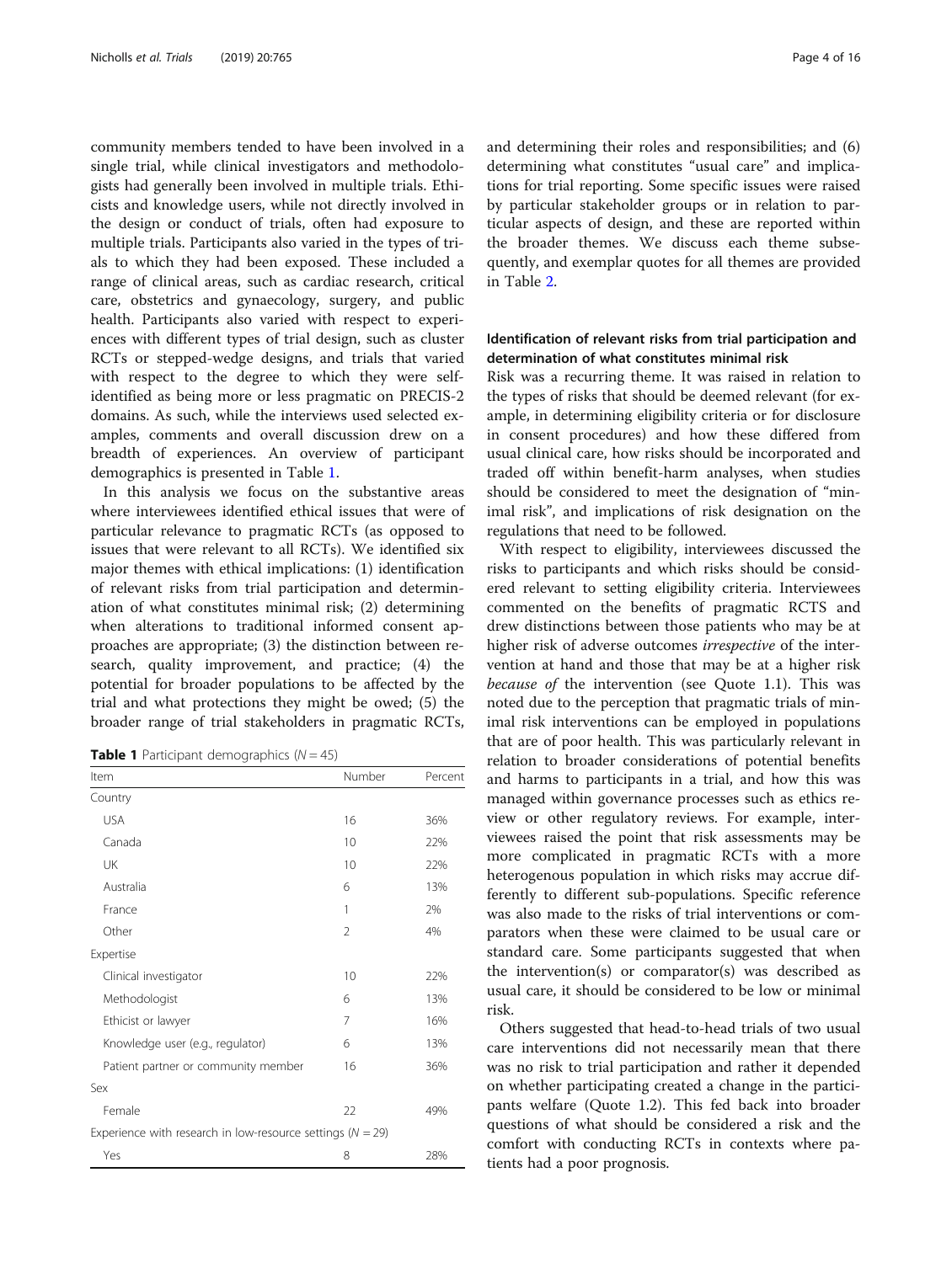community members tended to have been involved in a single trial, while clinical investigators and methodologists had generally been involved in multiple trials. Ethicists and knowledge users, while not directly involved in the design or conduct of trials, often had exposure to multiple trials. Participants also varied in the types of trials to which they had been exposed. These included a range of clinical areas, such as cardiac research, critical care, obstetrics and gynaecology, surgery, and public health. Participants also varied with respect to experiences with different types of trial design, such as cluster RCTs or stepped-wedge designs, and trials that varied with respect to the degree to which they were self-identified as being more or less pragmatic on PRECIS-2 domains. As such, while the interviews used selected examples, comments and overall discussion drew on a breadth of experiences. An overview of participant demographics is presented in Table 1.

In this analysis we focus on the substantive areas where interviewees identified ethical issues that were of particular relevance to pragmatic RCTs (as opposed to issues that were relevant to all RCTs). We identified six major themes with ethical implications: (1) identification of relevant risks from trial participation and determination of what constitutes minimal risk; (2) determining when alterations to traditional informed consent approaches are appropriate; (3) the distinction between research, quality improvement, and practice; (4) the potential for broader populations to be affected by the trial and what protections they might be owed; (5) the broader range of trial stakeholders in pragmatic RCTs, and determining their roles and responsibilities; and (6) determining what constitutes "usual care" and implications for trial reporting. Some specific issues were raised by particular stakeholder groups or in relation to particular aspects of design, and these are reported within the broader themes. We discuss each theme subsequently, and exemplar quotes for all themes are provided in Table 2.

**Table 1** Participant demographics ($N = 45$)

| Item | Number | Percent |
|---|---|---|
| Country | | |
| USA | 16 | 36% |
| Canada | 10 | 22% |
| UK | 10 | 22% |
| Australia | 6 | 13% |
| France | 1 | 2% |
| Other | 2 | 4% |
| Expertise | | |
| Clinical investigator | 10 | 22% |
| Methodologist | 6 | 13% |
| Ethicist or lawyer | 7 | 16% |
| Knowledge user (e.g., regulator) | 6 | 13% |
| Patient partner or community member | 16 | 36% |
| Sex | | |
| Female | 22 | 49% |
| Experience with research in low-resource settings ($N = 29$) | | |
| Yes | 8 | 28% |

### Identification of relevant risks from trial participation and determination of what constitutes minimal risk

Risk was a recurring theme. It was raised in relation to the types of risks that should be deemed relevant (for example, in determining eligibility criteria or for disclosure in consent procedures) and how these differed from usual clinical care, how risks should be incorporated and traded off within benefit-harm analyses, when studies should be considered to meet the designation of "minimal risk", and implications of risk designation on the regulations that need to be followed.

With respect to eligibility, interviewees discussed the risks to participants and which risks should be considered relevant to setting eligibility criteria. Interviewees commented on the benefits of pragmatic RCTS and drew distinctions between those patients who may be at higher risk of adverse outcomes *irrespective* of the intervention at hand and those that may be at a higher risk *because of* the intervention (see Quote 1.1). This was noted due to the perception that pragmatic trials of minimal risk interventions can be employed in populations that are of poor health. This was particularly relevant in relation to broader considerations of potential benefits and harms to participants in a trial, and how this was managed within governance processes such as ethics review or other regulatory reviews. For example, interviewees raised the point that risk assessments may be more complicated in pragmatic RCTs with a more heterogeneous population in which risks may accrue differently to different sub-populations. Specific reference was also made to the risks of trial interventions or comparators when these were claimed to be usual care or standard care. Some participants suggested that when the intervention(s) or comparator(s) was described as usual care, it should be considered to be low or minimal risk.

Others suggested that head-to-head trials of two usual care interventions did not necessarily mean that there was no risk to trial participation and rather it depended on whether participating created a change in the participants welfare (Quote 1.2). This fed back into broader questions of what should be considered a risk and the comfort with conducting RCTs in contexts where patients had a poor prognosis.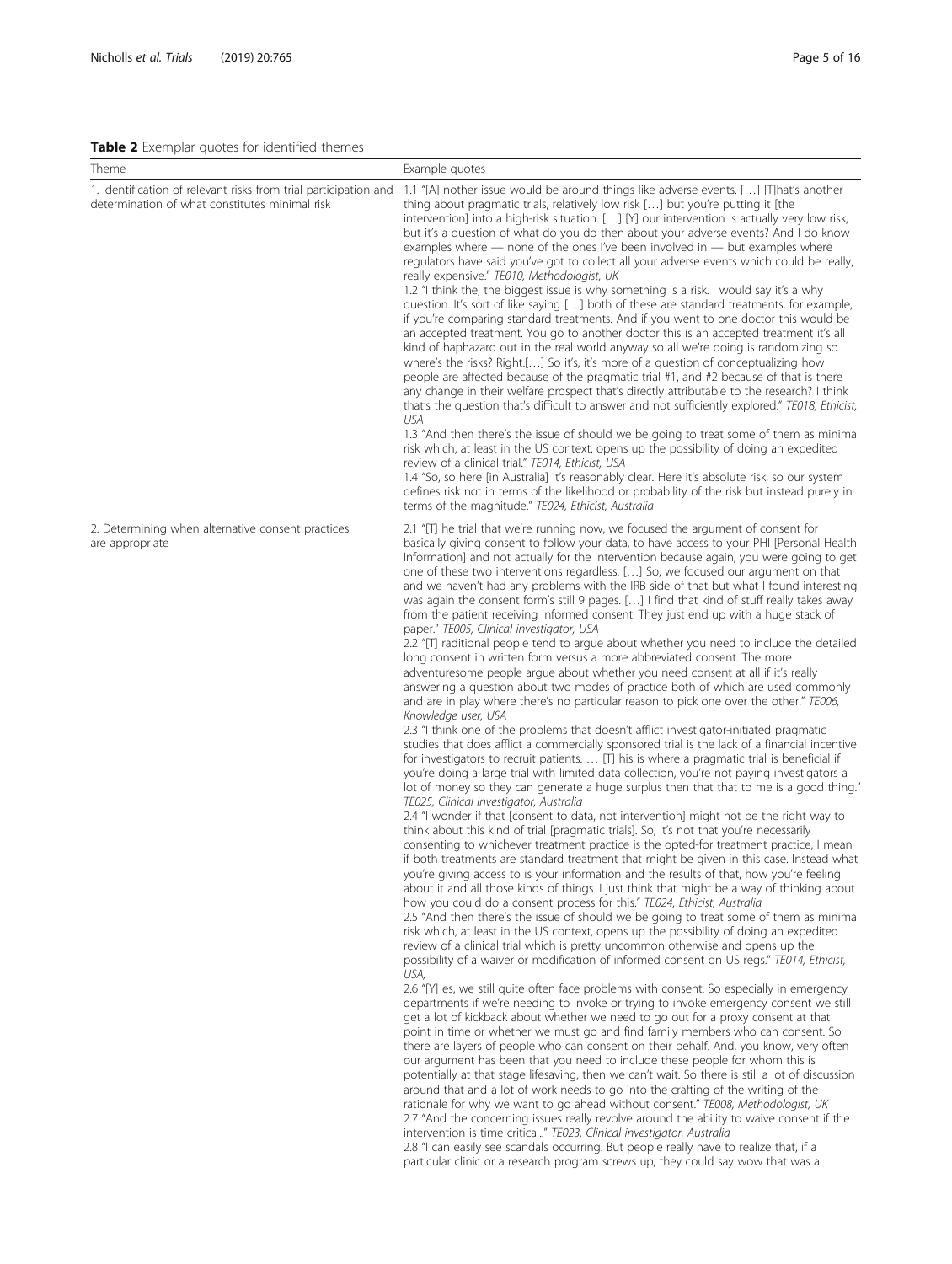**Table 2** Exemplar quotes for identified themes

| Theme | Example quotes |
| --- | --- |
| 1. Identification of relevant risks from trial participation and determination of what constitutes minimal risk | 1.1 "[A] nother issue would be around things like adverse events. […] [T]hat's another thing about pragmatic trials, relatively low risk […] but you're putting it [the intervention] into a high-risk situation. […] [Y] our intervention is actually very low risk, but it's a question of what do you do then about your adverse events? And I do know examples where — none of the ones I've been involved in — but examples where regulators have said you've got to collect all your adverse events which could be really, really expensive." *TE010, Methodologist, UK*<br>1.2 "I think the, the biggest issue is why something is a risk. I would say it's a why question. It's sort of like saying […] both of these are standard treatments, for example, if you're comparing standard treatments. And if you went to one doctor this would be an accepted treatment. You go to another doctor this is an accepted treatment it's all kind of haphazard out in the real world anyway so all we're doing is randomizing so where's the risks? Right.[…] So it's, it's more of a question of conceptualizing how people are affected because of the pragmatic trial #1, and #2 because of that is there any change in their welfare prospect that's directly attributable to the research? I think that's the question that's difficult to answer and not sufficiently explored." *TE018, Ethicist, USA*<br>1.3 "And then there's the issue of should we be going to treat some of them as minimal risk which, at least in the US context, opens up the possibility of doing an expedited review of a clinical trial." *TE014, Ethicist, USA*<br>1.4 "So, so here [in Australia] it's reasonably clear. Here it's absolute risk, so our system defines risk not in terms of the likelihood or probability of the risk but instead purely in terms of the magnitude." *TE024, Ethicist, Australia* |
| 2. Determining when alternative consent practices are appropriate | 2.1 "[T] he trial that we're running now, we focused the argument of consent for basically giving consent to follow your data, to have access to your PHI [Personal Health Information] and not actually for the intervention because again, you were going to get one of these two interventions regardless. […] So, we focused our argument on that and we haven't had any problems with the IRB side of that but what I found interesting was again the consent form's still 9 pages. […] I find that kind of stuff really takes away from the patient receiving informed consent. They just end up with a huge stack of paper." *TE005, Clinical investigator, USA*<br>2.2 "[T] raditional people tend to argue about whether you need to include the detailed long consent in written form versus a more abbreviated consent. The more adventuresome people argue about whether you need consent at all if it's really answering a question about two modes of practice both of which are used commonly and are in play where there's no particular reason to pick one over the other." *TE006, Knowledge user, USA*<br>2.3 "I think one of the problems that doesn't afflict investigator-initiated pragmatic studies that does afflict a commercially sponsored trial is the lack of a financial incentive for investigators to recruit patients. … [T] his is where a pragmatic trial is beneficial if you're doing a large trial with limited data collection, you're not paying investigators a lot of money so they can generate a huge surplus then that that to me is a good thing." *TE025, Clinical investigator, Australia*<br>2.4 "I wonder if that [consent to data, not intervention] might not be the right way to think about this kind of trial [pragmatic trials]. So, it's not that you're necessarily consenting to whichever treatment practice is the opted-for treatment practice, I mean if both treatments are standard treatment that might be given in this case. Instead what you're giving access to is your information and the results of that, how you're feeling about it and all those kinds of things. I just think that might be a way of thinking about how you could do a consent process for this." *TE024, Ethicist, Australia*<br>2.5 "And then there's the issue of should we be going to treat some of them as minimal risk which, at least in the US context, opens up the possibility of doing an expedited review of a clinical trial which is pretty uncommon otherwise and opens up the possibility of a waiver or modification of informed consent on US regs." *TE014, Ethicist, USA,*<br>2.6 "[Y] es, we still quite often face problems with consent. So especially in emergency departments if we're needing to invoke or trying to invoke emergency consent we still get a lot of kickback about whether we need to go out for a proxy consent at that point in time or whether we must go and find family members who can consent. So there are layers of people who can consent on their behalf. And, you know, very often our argument has been that you need to include these people for whom this is potentially at that stage lifesaving, then we can't wait. So there is still a lot of discussion around that and a lot of work needs to go into the crafting of the writing of the rationale for why we want to go ahead without consent." *TE008, Methodologist, UK*<br>2.7 "And the concerning issues really revolve around the ability to waive consent if the intervention is time critical.." *TE023, Clinical investigator, Australia*<br>2.8 "I can easily see scandals occurring. But people really have to realize that, if a particular clinic or a research program screws up, they could say wow that was a |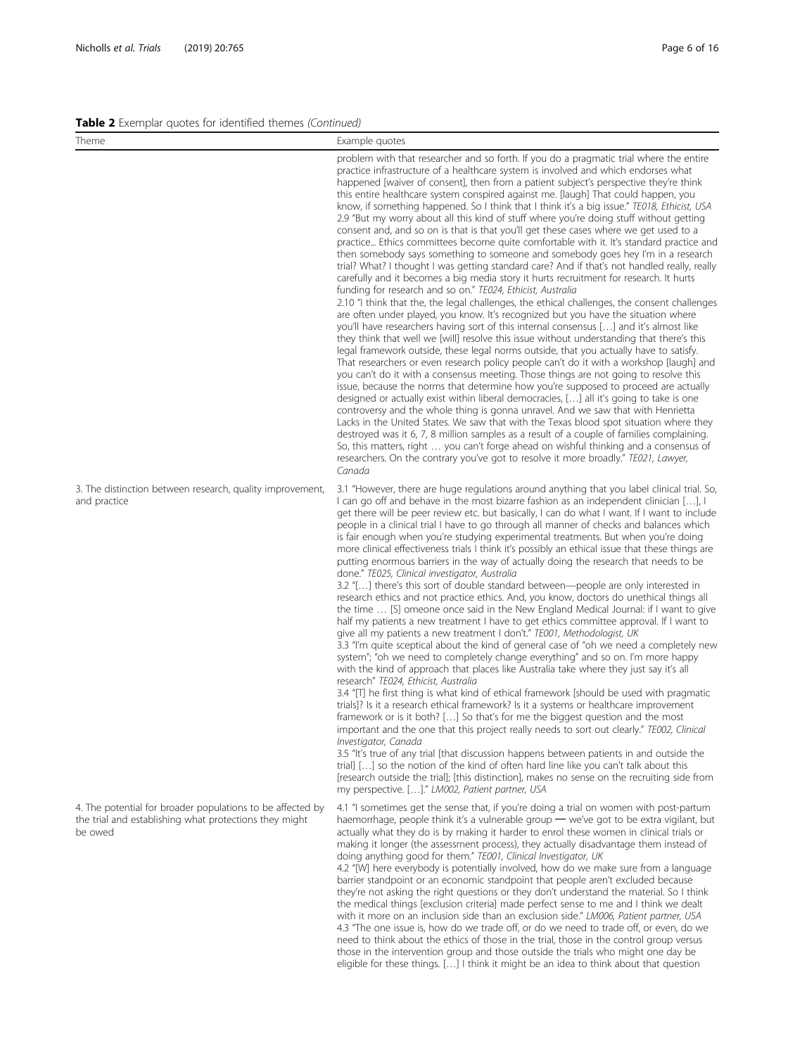**Table 2** Exemplar quotes for identified themes *(Continued)*

| Theme | Example quotes |
|---|---|
| | problem with that researcher and so forth. If you do a pragmatic trial where the entire practice infrastructure of a healthcare system is involved and which endorses what happened [waiver of consent], then from a patient subject's perspective they're think this entire healthcare system conspired against me. [laugh] That could happen, you know, if something happened. So I think that I think it's a big issue." *TE018, Ethicist, USA* <br> 2.9 "But my worry about all this kind of stuff where you're doing stuff without getting consent and, and so on is that is that you'll get these cases where we get used to a practice... Ethics committees become quite comfortable with it. It's standard practice and then somebody says something to someone and somebody goes hey I'm in a research trial? What? I thought I was getting standard care? And if that's not handled really, really carefully and it becomes a big media story it hurts recruitment for research. It hurts funding for research and so on." *TE024, Ethicist, Australia* <br> 2.10 "I think that the, the legal challenges, the ethical challenges, the consent challenges are often under played, you know. It's recognized but you have the situation where you'll have researchers having sort of this internal consensus […] and it's almost like they think that well we [will] resolve this issue without understanding that there's this legal framework outside, these legal norms outside, that you actually have to satisfy. That researchers or even research policy people can't do it with a workshop [laugh] and you can't do it with a consensus meeting. Those things are not going to resolve this issue, because the norms that determine how you're supposed to proceed are actually designed or actually exist within liberal democracies, […] all it's going to take is one controversy and the whole thing is gonna unravel. And we saw that with Henrietta Lacks in the United States. We saw that with the Texas blood spot situation where they destroyed was it 6, 7, 8 million samples as a result of a couple of families complaining. So, this matters, right … you can't forge ahead on wishful thinking and a consensus of researchers. On the contrary you've got to resolve it more broadly." *TE021, Lawyer, Canada* |
| 3. The distinction between research, quality improvement, and practice | 3.1 "However, there are huge regulations around anything that you label clinical trial. So, I can go off and behave in the most bizarre fashion as an independent clinician […], I get there will be peer review etc. but basically, I can do what I want. If I want to include people in a clinical trial I have to go through all manner of checks and balances which is fair enough when you're studying experimental treatments. But when you're doing more clinical effectiveness trials I think it's possibly an ethical issue that these things are putting enormous barriers in the way of actually doing the research that needs to be done." *TE025, Clinical investigator, Australia* <br> 3.2 "[…] there's this sort of double standard between—people are only interested in research ethics and not practice ethics. And, you know, doctors do unethical things all the time … [S] omeone once said in the New England Medical Journal: if I want to give half my patients a new treatment I have to get ethics committee approval. If I want to give all my patients a new treatment I don't." *TE001, Methodologist, UK* <br> 3.3 "I'm quite sceptical about the kind of general case of "oh we need a completely new system"; "oh we need to completely change everything" and so on. I'm more happy with the kind of approach that places like Australia take where they just say it's all research" *TE024, Ethicist, Australia* <br> 3.4 "[T] he first thing is what kind of ethical framework [should be used with pragmatic trials]? Is it a research ethical framework? Is it a systems or healthcare improvement framework or is it both? […] So that's for me the biggest question and the most important and the one that this project really needs to sort out clearly." *TE002, Clinical Investigator, Canada* <br> 3.5 "It's true of any trial [that discussion happens between patients in and outside the trial] […] so the notion of the kind of often hard line like you can't talk about this [research outside the trial]; [this distinction], makes no sense on the recruiting side from my perspective. […]." *LM002, Patient partner, USA* |
| 4. The potential for broader populations to be affected by the trial and establishing what protections they might be owed | 4.1 "I sometimes get the sense that, if you're doing a trial on women with post-partum haemorrhage, people think it's a vulnerable group — we've got to be extra vigilant, but actually what they do is by making it harder to enrol these women in clinical trials or making it longer (the assessment process), they actually disadvantage them instead of doing anything good for them." *TE001, Clinical Investigator, UK* <br> 4.2 "[W] here everybody is potentially involved, how do we make sure from a language barrier standpoint or an economic standpoint that people aren't excluded because they're not asking the right questions or they don't understand the material. So I think the medical things [exclusion criteria] made perfect sense to me and I think we dealt with it more on an inclusion side than an exclusion side." *LM006, Patient partner, USA* <br> 4.3 "The one issue is, how do we trade off, or do we need to trade off, or even, do we need to think about the ethics of those in the trial, those in the control group versus those in the intervention group and those outside the trials who might one day be eligible for these things. […] I think it might be an idea to think about that question |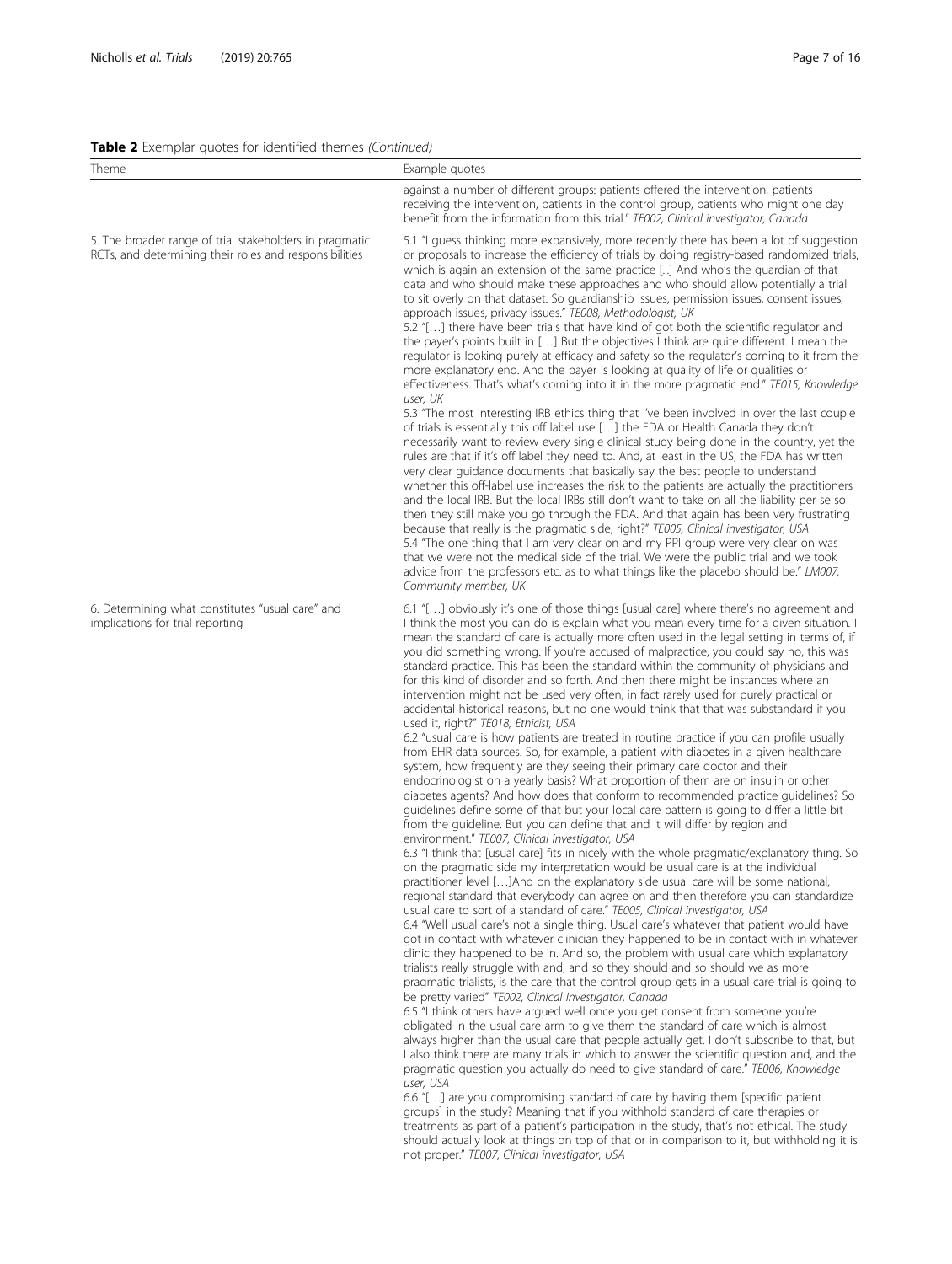**Table 2** Exemplar quotes for identified themes *(Continued)*

| Theme | Example quotes |
| --- | --- |
| | against a number of different groups: patients offered the intervention, patients receiving the intervention, patients in the control group, patients who might one day benefit from the information from this trial." *TE002, Clinical investigator, Canada* |
| 5. The broader range of trial stakeholders in pragmatic RCTs, and determining their roles and responsibilities | 5.1 "I guess thinking more expansively, more recently there has been a lot of suggestion or proposals to increase the efficiency of trials by doing registry-based randomized trials, which is again an extension of the same practice [...] And who's the guardian of that data and who should make these approaches and who should allow potentially a trial to sit overly on that dataset. So guardianship issues, permission issues, consent issues, approach issues, privacy issues." *TE008, Methodologist, UK*<br>5.2 "[…] there have been trials that have kind of got both the scientific regulator and the payer's points built in […] But the objectives I think are quite different. I mean the regulator is looking purely at efficacy and safety so the regulator's coming to it from the more explanatory end. And the payer is looking at quality of life or qualities or effectiveness. That's what's coming into it in the more pragmatic end." *TE015, Knowledge user, UK*<br>5.3 "The most interesting IRB ethics thing that I've been involved in over the last couple of trials is essentially this off label use […] the FDA or Health Canada they don't necessarily want to review every single clinical study being done in the country, yet the rules are that if it's off label they need to. And, at least in the US, the FDA has written very clear guidance documents that basically say the best people to understand whether this off-label use increases the risk to the patients are actually the practitioners and the local IRB. But the local IRBs still don't want to take on all the liability per se so then they still make you go through the FDA. And that again has been very frustrating because that really is the pragmatic side, right?" *TE005, Clinical investigator, USA*<br>5.4 "The one thing that I am very clear on and my PPI group were very clear on was that we were not the medical side of the trial. We were the public trial and we took advice from the professors etc. as to what things like the placebo should be." *LM007, Community member, UK* |
| 6. Determining what constitutes "usual care" and implications for trial reporting | 6.1 "[…] obviously it's one of those things [usual care] where there's no agreement and I think the most you can do is explain what you mean every time for a given situation. I mean the standard of care is actually more often used in the legal setting in terms of, if you did something wrong. If you're accused of malpractice, you could say no, this was standard practice. This has been the standard within the community of physicians and for this kind of disorder and so forth. And then there might be instances where an intervention might not be used very often, in fact rarely used for purely practical or accidental historical reasons, but no one would think that that was substandard if you used it, right?" *TE018, Ethicist, USA*<br>6.2 "usual care is how patients are treated in routine practice if you can profile usually from EHR data sources. So, for example, a patient with diabetes in a given healthcare system, how frequently are they seeing their primary care doctor and their endocrinologist on a yearly basis? What proportion of them are on insulin or other diabetes agents? And how does that conform to recommended practice guidelines? So guidelines define some of that but your local care pattern is going to differ a little bit from the guideline. But you can define that and it will differ by region and environment." *TE007, Clinical investigator, USA*<br>6.3 "I think that [usual care] fits in nicely with the whole pragmatic/explanatory thing. So on the pragmatic side my interpretation would be usual care is at the individual practitioner level […]And on the explanatory side usual care will be some national, regional standard that everybody can agree on and then therefore you can standardize usual care to sort of a standard of care." *TE005, Clinical investigator, USA*<br>6.4 "Well usual care's not a single thing. Usual care's whatever that patient would have got in contact with whatever clinician they happened to be in contact with in whatever clinic they happened to be in. And so, the problem with usual care which explanatory trialists really struggle with and, and so they should and so should we as more pragmatic trialists, is the care that the control group gets in a usual care trial is going to be pretty varied" *TE002, Clinical Investigator, Canada*<br>6.5 "I think others have argued well once you get consent from someone you're obligated in the usual care arm to give them the standard of care which is almost always higher than the usual care that people actually get. I don't subscribe to that, but I also think there are many trials in which to answer the scientific question and, and the pragmatic question you actually do need to give standard of care." *TE006, Knowledge user, USA*<br>6.6 "[…] are you compromising standard of care by having them [specific patient groups] in the study? Meaning that if you withhold standard of care therapies or treatments as part of a patient's participation in the study, that's not ethical. The study should actually look at things on top of that or in comparison to it, but withholding it is not proper." *TE007, Clinical investigator, USA* |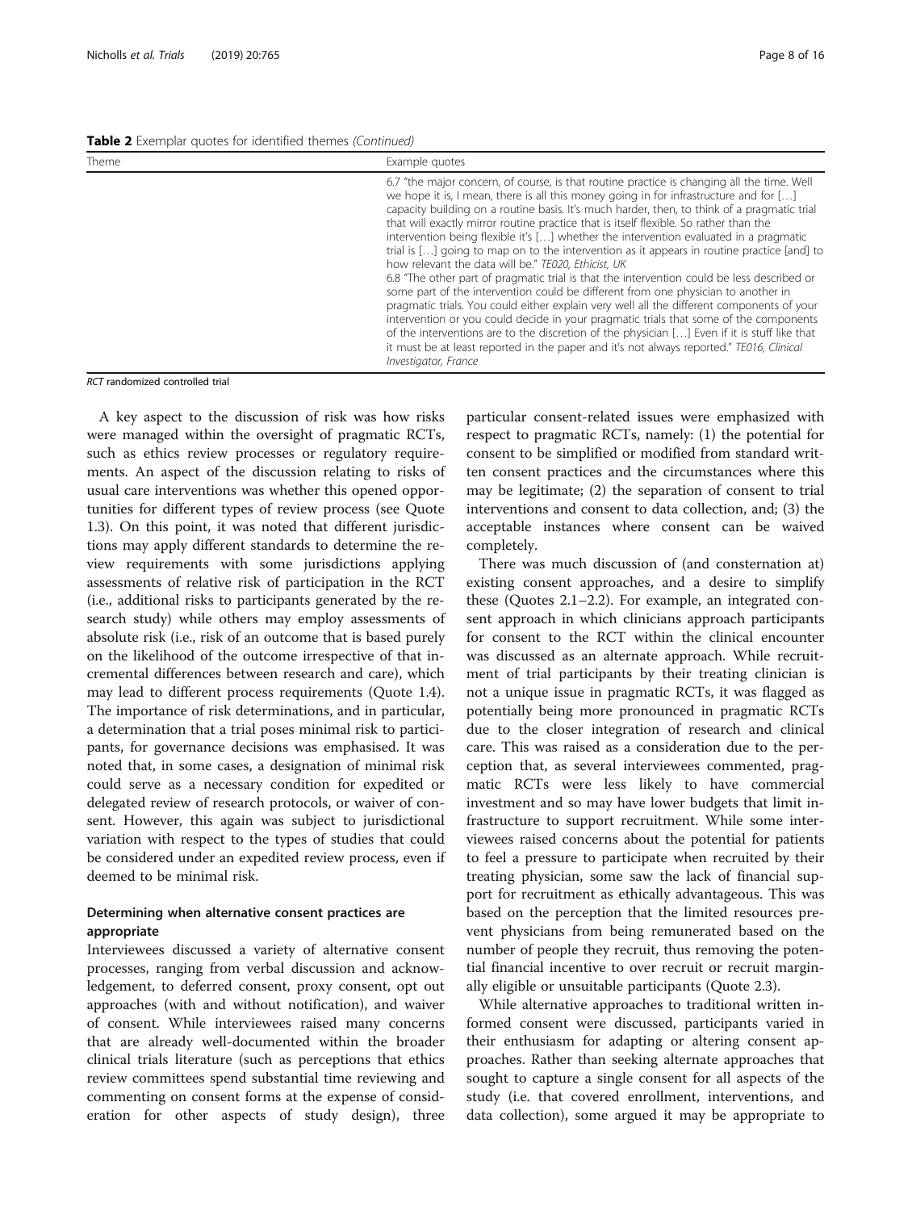**Table 2** Exemplar quotes for identified themes *(Continued)*

| Theme | Example quotes |
| --- | --- |
| | 6.7 "the major concern, of course, is that routine practice is changing all the time. Well we hope it is, I mean, there is all this money going in for infrastructure and for […] capacity building on a routine basis. It's much harder, then, to think of a pragmatic trial that will exactly mirror routine practice that is itself flexible. So rather than the intervention being flexible it's […] whether the intervention evaluated in a pragmatic trial is […] going to map on to the intervention as it appears in routine practice [and] to how relevant the data will be." *TE020, Ethicist, UK*<br>6.8 "The other part of pragmatic trial is that the intervention could be less described or some part of the intervention could be different from one physician to another in pragmatic trials. You could either explain very well all the different components of your intervention or you could decide in your pragmatic trials that some of the components of the interventions are to the discretion of the physician […] Even if it is stuff like that it must be at least reported in the paper and it's not always reported." *TE016, Clinical Investigator, France* |

*RCT* randomized controlled trial

A key aspect to the discussion of risk was how risks were managed within the oversight of pragmatic RCTs, such as ethics review processes or regulatory requirements. An aspect of the discussion relating to risks of usual care interventions was whether this opened opportunities for different types of review process (see Quote 1.3). On this point, it was noted that different jurisdictions may apply different standards to determine the review requirements with some jurisdictions applying assessments of relative risk of participation in the RCT (i.e., additional risks to participants generated by the research study) while others may employ assessments of absolute risk (i.e., risk of an outcome that is based purely on the likelihood of the outcome irrespective of that incremental differences between research and care), which may lead to different process requirements (Quote 1.4). The importance of risk determinations, and in particular, a determination that a trial poses minimal risk to participants, for governance decisions was emphasised. It was noted that, in some cases, a designation of minimal risk could serve as a necessary condition for expedited or delegated review of research protocols, or waiver of consent. However, this again was subject to jurisdictional variation with respect to the types of studies that could be considered under an expedited review process, even if deemed to be minimal risk.

## Determining when alternative consent practices are appropriate

Interviewees discussed a variety of alternative consent processes, ranging from verbal discussion and acknowledgement, to deferred consent, proxy consent, opt out approaches (with and without notification), and waiver of consent. While interviewees raised many concerns that are already well-documented within the broader clinical trials literature (such as perceptions that ethics review committees spend substantial time reviewing and commenting on consent forms at the expense of consideration for other aspects of study design), three particular consent-related issues were emphasized with respect to pragmatic RCTs, namely: (1) the potential for consent to be simplified or modified from standard written consent practices and the circumstances where this may be legitimate; (2) the separation of consent to trial interventions and consent to data collection, and; (3) the acceptable instances where consent can be waived completely.

There was much discussion of (and consternation at) existing consent approaches, and a desire to simplify these (Quotes 2.1–2.2). For example, an integrated consent approach in which clinicians approach participants for consent to the RCT within the clinical encounter was discussed as an alternate approach. While recruitment of trial participants by their treating clinician is not a unique issue in pragmatic RCTs, it was flagged as potentially being more pronounced in pragmatic RCTs due to the closer integration of research and clinical care. This was raised as a consideration due to the perception that, as several interviewees commented, pragmatic RCTs were less likely to have commercial investment and so may have lower budgets that limit infrastructure to support recruitment. While some interviewees raised concerns about the potential for patients to feel a pressure to participate when recruited by their treating physician, some saw the lack of financial support for recruitment as ethically advantageous. This was based on the perception that the limited resources prevent physicians from being remunerated based on the number of people they recruit, thus removing the potential financial incentive to over recruit or recruit marginally eligible or unsuitable participants (Quote 2.3).

While alternative approaches to traditional written informed consent were discussed, participants varied in their enthusiasm for adapting or altering consent approaches. Rather than seeking alternate approaches that sought to capture a single consent for all aspects of the study (i.e. that covered enrollment, interventions, and data collection), some argued it may be appropriate to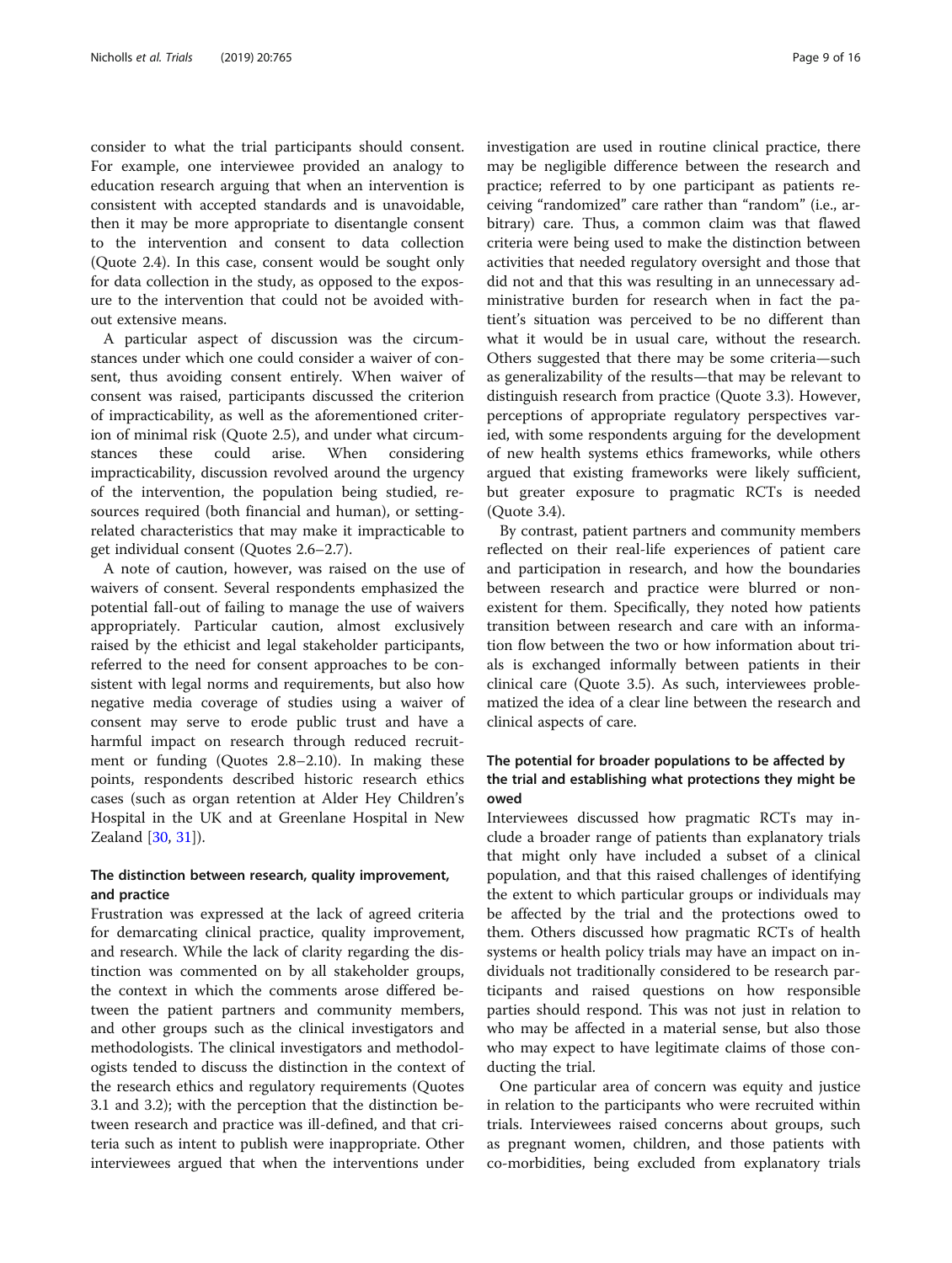consider to what the trial participants should consent. For example, one interviewee provided an analogy to education research arguing that when an intervention is consistent with accepted standards and is unavoidable, then it may be more appropriate to disentangle consent to the intervention and consent to data collection (Quote 2.4). In this case, consent would be sought only for data collection in the study, as opposed to the exposure to the intervention that could not be avoided without extensive means.

A particular aspect of discussion was the circumstances under which one could consider a waiver of consent, thus avoiding consent entirely. When waiver of consent was raised, participants discussed the criterion of impracticability, as well as the aforementioned criterion of minimal risk (Quote 2.5), and under what circumstances these could arise. When considering impracticability, discussion revolved around the urgency of the intervention, the population being studied, resources required (both financial and human), or setting-related characteristics that may make it impracticable to get individual consent (Quotes 2.6–2.7).

A note of caution, however, was raised on the use of waivers of consent. Several respondents emphasized the potential fall-out of failing to manage the use of waivers appropriately. Particular caution, almost exclusively raised by the ethicist and legal stakeholder participants, referred to the need for consent approaches to be consistent with legal norms and requirements, but also how negative media coverage of studies using a waiver of consent may serve to erode public trust and have a harmful impact on research through reduced recruitment or funding (Quotes 2.8–2.10). In making these points, respondents described historic research ethics cases (such as organ retention at Alder Hey Children's Hospital in the UK and at Greenlane Hospital in New Zealand [30, 31]).

## The distinction between research, quality improvement, and practice

Frustration was expressed at the lack of agreed criteria for demarcating clinical practice, quality improvement, and research. While the lack of clarity regarding the distinction was commented on by all stakeholder groups, the context in which the comments arose differed between the patient partners and community members, and other groups such as the clinical investigators and methodologists. The clinical investigators and methodologists tended to discuss the distinction in the context of the research ethics and regulatory requirements (Quotes 3.1 and 3.2); with the perception that the distinction between research and practice was ill-defined, and that criteria such as intent to publish were inappropriate. Other interviewees argued that when the interventions under investigation are used in routine clinical practice, there may be negligible difference between the research and practice; referred to by one participant as patients receiving "randomized" care rather than "random" (i.e., arbitrary) care. Thus, a common claim was that flawed criteria were being used to make the distinction between activities that needed regulatory oversight and those that did not and that this was resulting in an unnecessary administrative burden for research when in fact the patient's situation was perceived to be no different than what it would be in usual care, without the research. Others suggested that there may be some criteria—such as generalizability of the results—that may be relevant to distinguish research from practice (Quote 3.3). However, perceptions of appropriate regulatory perspectives varied, with some respondents arguing for the development of new health systems ethics frameworks, while others argued that existing frameworks were likely sufficient, but greater exposure to pragmatic RCTs is needed (Quote 3.4).

By contrast, patient partners and community members reflected on their real-life experiences of patient care and participation in research, and how the boundaries between research and practice were blurred or nonexistent for them. Specifically, they noted how patients transition between research and care with an information flow between the two or how information about trials is exchanged informally between patients in their clinical care (Quote 3.5). As such, interviewees problematized the idea of a clear line between the research and clinical aspects of care.

## The potential for broader populations to be affected by the trial and establishing what protections they might be owed

Interviewees discussed how pragmatic RCTs may include a broader range of patients than explanatory trials that might only have included a subset of a clinical population, and that this raised challenges of identifying the extent to which particular groups or individuals may be affected by the trial and the protections owed to them. Others discussed how pragmatic RCTs of health systems or health policy trials may have an impact on individuals not traditionally considered to be research participants and raised questions on how responsible parties should respond. This was not just in relation to who may be affected in a material sense, but also those who may expect to have legitimate claims of those conducting the trial.

One particular area of concern was equity and justice in relation to the participants who were recruited within trials. Interviewees raised concerns about groups, such as pregnant women, children, and those patients with co-morbidities, being excluded from explanatory trials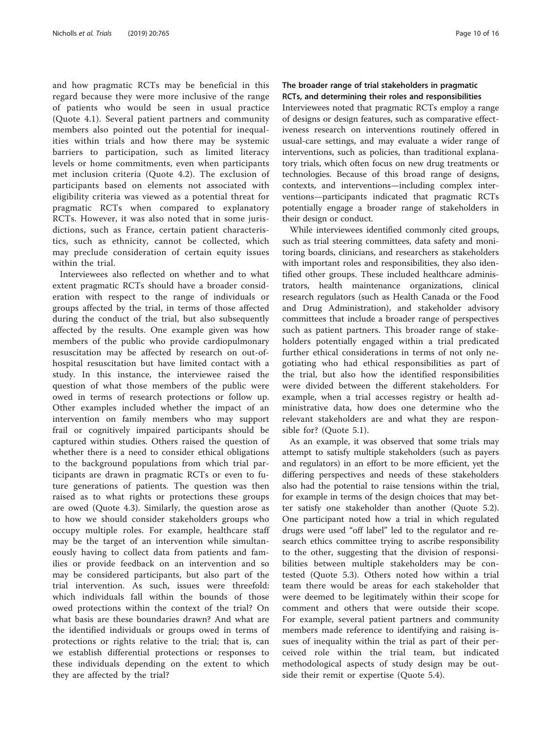and how pragmatic RCTs may be beneficial in this regard because they were more inclusive of the range of patients who would be seen in usual practice (Quote 4.1). Several patient partners and community members also pointed out the potential for inequalities within trials and how there may be systemic barriers to participation, such as limited literacy levels or home commitments, even when participants met inclusion criteria (Quote 4.2). The exclusion of participants based on elements not associated with eligibility criteria was viewed as a potential threat for pragmatic RCTs when compared to explanatory RCTs. However, it was also noted that in some jurisdictions, such as France, certain patient characteristics, such as ethnicity, cannot be collected, which may preclude consideration of certain equity issues within the trial.

Interviewees also reflected on whether and to what extent pragmatic RCTs should have a broader consideration with respect to the range of individuals or groups affected by the trial, in terms of those affected during the conduct of the trial, but also subsequently affected by the results. One example given was how members of the public who provide cardiopulmonary resuscitation may be affected by research on out-of-hospital resuscitation but have limited contact with a study. In this instance, the interviewee raised the question of what those members of the public were owed in terms of research protections or follow up. Other examples included whether the impact of an intervention on family members who may support frail or cognitively impaired participants should be captured within studies. Others raised the question of whether there is a need to consider ethical obligations to the background populations from which trial participants are drawn in pragmatic RCTs or even to future generations of patients. The question was then raised as to what rights or protections these groups are owed (Quote 4.3). Similarly, the question arose as to how we should consider stakeholders groups who occupy multiple roles. For example, healthcare staff may be the target of an intervention while simultaneously having to collect data from patients and families or provide feedback on an intervention and so may be considered participants, but also part of the trial intervention. As such, issues were threefold: which individuals fall within the bounds of those owed protections within the context of the trial? On what basis are these boundaries drawn? And what are the identified individuals or groups owed in terms of protections or rights relative to the trial; that is, can we establish differential protections or responses to these individuals depending on the extent to which they are affected by the trial?

### The broader range of trial stakeholders in pragmatic RCTs, and determining their roles and responsibilities

Interviewees noted that pragmatic RCTs employ a range of designs or design features, such as comparative effectiveness research on interventions routinely offered in usual-care settings, and may evaluate a wider range of interventions, such as policies, than traditional explanatory trials, which often focus on new drug treatments or technologies. Because of this broad range of designs, contexts, and interventions—including complex interventions—participants indicated that pragmatic RCTs potentially engage a broader range of stakeholders in their design or conduct.

While interviewees identified commonly cited groups, such as trial steering committees, data safety and monitoring boards, clinicians, and researchers as stakeholders with important roles and responsibilities, they also identified other groups. These included healthcare administrators, health maintenance organizations, clinical research regulators (such as Health Canada or the Food and Drug Administration), and stakeholder advisory committees that include a broader range of perspectives such as patient partners. This broader range of stakeholders potentially engaged within a trial predicated further ethical considerations in terms of not only negotiating who had ethical responsibilities as part of the trial, but also how the identified responsibilities were divided between the different stakeholders. For example, when a trial accesses registry or health administrative data, how does one determine who the relevant stakeholders are and what they are responsible for? (Quote 5.1).

As an example, it was observed that some trials may attempt to satisfy multiple stakeholders (such as payers and regulators) in an effort to be more efficient, yet the differing perspectives and needs of these stakeholders also had the potential to raise tensions within the trial, for example in terms of the design choices that may better satisfy one stakeholder than another (Quote 5.2). One participant noted how a trial in which regulated drugs were used "off label" led to the regulator and research ethics committee trying to ascribe responsibility to the other, suggesting that the division of responsibilities between multiple stakeholders may be contested (Quote 5.3). Others noted how within a trial team there would be areas for each stakeholder that were deemed to be legitimately within their scope for comment and others that were outside their scope. For example, several patient partners and community members made reference to identifying and raising issues of inequality within the trial as part of their perceived role within the trial team, but indicated methodological aspects of study design may be outside their remit or expertise (Quote 5.4).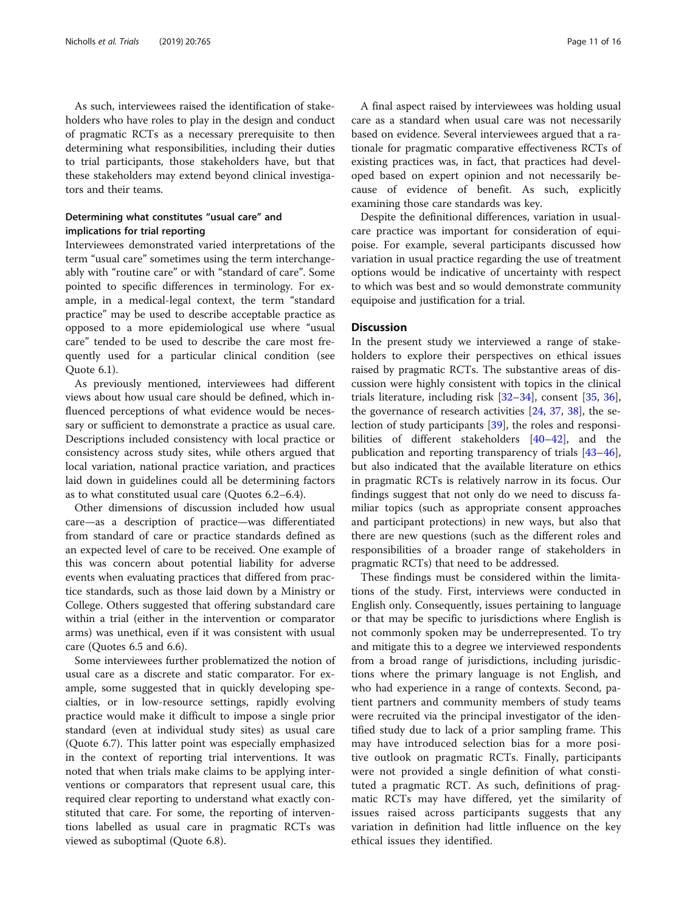As such, interviewees raised the identification of stakeholders who have roles to play in the design and conduct of pragmatic RCTs as a necessary prerequisite to then determining what responsibilities, including their duties to trial participants, those stakeholders have, but that these stakeholders may extend beyond clinical investigators and their teams.

### Determining what constitutes "usual care" and implications for trial reporting

Interviewees demonstrated varied interpretations of the term "usual care" sometimes using the term interchangeably with "routine care" or with "standard of care". Some pointed to specific differences in terminology. For example, in a medical-legal context, the term "standard practice" may be used to describe acceptable practice as opposed to a more epidemiological use where "usual care" tended to be used to describe the care most frequently used for a particular clinical condition (see Quote 6.1).

As previously mentioned, interviewees had different views about how usual care should be defined, which influenced perceptions of what evidence would be necessary or sufficient to demonstrate a practice as usual care. Descriptions included consistency with local practice or consistency across study sites, while others argued that local variation, national practice variation, and practices laid down in guidelines could all be determining factors as to what constituted usual care (Quotes 6.2–6.4).

Other dimensions of discussion included how usual care—as a description of practice—was differentiated from standard of care or practice standards defined as an expected level of care to be received. One example of this was concern about potential liability for adverse events when evaluating practices that differed from practice standards, such as those laid down by a Ministry or College. Others suggested that offering substandard care within a trial (either in the intervention or comparator arms) was unethical, even if it was consistent with usual care (Quotes 6.5 and 6.6).

Some interviewees further problematized the notion of usual care as a discrete and static comparator. For example, some suggested that in quickly developing specialties, or in low-resource settings, rapidly evolving practice would make it difficult to impose a single prior standard (even at individual study sites) as usual care (Quote 6.7). This latter point was especially emphasized in the context of reporting trial interventions. It was noted that when trials make claims to be applying interventions or comparators that represent usual care, this required clear reporting to understand what exactly constituted that care. For some, the reporting of interventions labelled as usual care in pragmatic RCTs was viewed as suboptimal (Quote 6.8).

A final aspect raised by interviewees was holding usual care as a standard when usual care was not necessarily based on evidence. Several interviewees argued that a rationale for pragmatic comparative effectiveness RCTs of existing practices was, in fact, that practices had developed based on expert opinion and not necessarily because of evidence of benefit. As such, explicitly examining those care standards was key.

Despite the definitional differences, variation in usual-care practice was important for consideration of equipoise. For example, several participants discussed how variation in usual practice regarding the use of treatment options would be indicative of uncertainty with respect to which was best and so would demonstrate community equipoise and justification for a trial.

## Discussion

In the present study we interviewed a range of stakeholders to explore their perspectives on ethical issues raised by pragmatic RCTs. The substantive areas of discussion were highly consistent with topics in the clinical trials literature, including risk [32–34], consent [35, 36], the governance of research activities [24, 37, 38], the selection of study participants [39], the roles and responsibilities of different stakeholders [40–42], and the publication and reporting transparency of trials [43–46], but also indicated that the available literature on ethics in pragmatic RCTs is relatively narrow in its focus. Our findings suggest that not only do we need to discuss familiar topics (such as appropriate consent approaches and participant protections) in new ways, but also that there are new questions (such as the different roles and responsibilities of a broader range of stakeholders in pragmatic RCTs) that need to be addressed.

These findings must be considered within the limitations of the study. First, interviews were conducted in English only. Consequently, issues pertaining to language or that may be specific to jurisdictions where English is not commonly spoken may be underrepresented. To try and mitigate this to a degree we interviewed respondents from a broad range of jurisdictions, including jurisdictions where the primary language is not English, and who had experience in a range of contexts. Second, patient partners and community members of study teams were recruited via the principal investigator of the identified study due to lack of a prior sampling frame. This may have introduced selection bias for a more positive outlook on pragmatic RCTs. Finally, participants were not provided a single definition of what constituted a pragmatic RCT. As such, definitions of pragmatic RCTs may have differed, yet the similarity of issues raised across participants suggests that any variation in definition had little influence on the key ethical issues they identified.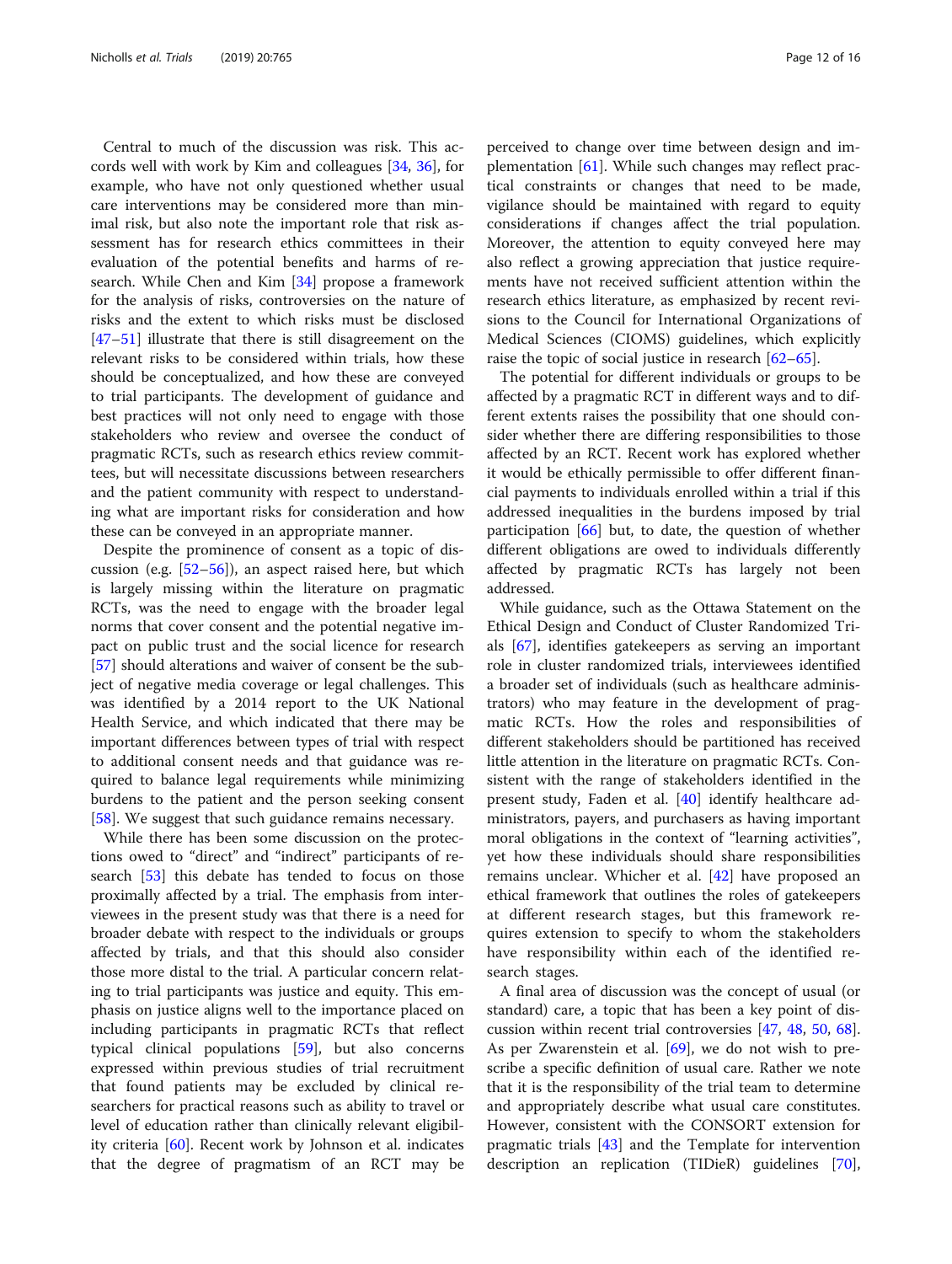Central to much of the discussion was risk. This accords well with work by Kim and colleagues [34, 36], for example, who have not only questioned whether usual care interventions may be considered more than minimal risk, but also note the important role that risk assessment has for research ethics committees in their evaluation of the potential benefits and harms of research. While Chen and Kim [34] propose a framework for the analysis of risks, controversies on the nature of risks and the extent to which risks must be disclosed [47–51] illustrate that there is still disagreement on the relevant risks to be considered within trials, how these should be conceptualized, and how these are conveyed to trial participants. The development of guidance and best practices will not only need to engage with those stakeholders who review and oversee the conduct of pragmatic RCTs, such as research ethics review committees, but will necessitate discussions between researchers and the patient community with respect to understanding what are important risks for consideration and how these can be conveyed in an appropriate manner.

Despite the prominence of consent as a topic of discussion (e.g. [52–56]), an aspect raised here, but which is largely missing within the literature on pragmatic RCTs, was the need to engage with the broader legal norms that cover consent and the potential negative impact on public trust and the social licence for research [57] should alterations and waiver of consent be the subject of negative media coverage or legal challenges. This was identified by a 2014 report to the UK National Health Service, and which indicated that there may be important differences between types of trial with respect to additional consent needs and that guidance was required to balance legal requirements while minimizing burdens to the patient and the person seeking consent [58]. We suggest that such guidance remains necessary.

While there has been some discussion on the protections owed to "direct" and "indirect" participants of research [53] this debate has tended to focus on those proximally affected by a trial. The emphasis from interviewees in the present study was that there is a need for broader debate with respect to the individuals or groups affected by trials, and that this should also consider those more distal to the trial. A particular concern relating to trial participants was justice and equity. This emphasis on justice aligns well to the importance placed on including participants in pragmatic RCTs that reflect typical clinical populations [59], but also concerns expressed within previous studies of trial recruitment that found patients may be excluded by clinical researchers for practical reasons such as ability to travel or level of education rather than clinically relevant eligibility criteria [60]. Recent work by Johnson et al. indicates that the degree of pragmatism of an RCT may be perceived to change over time between design and implementation [61]. While such changes may reflect practical constraints or changes that need to be made, vigilance should be maintained with regard to equity considerations if changes affect the trial population. Moreover, the attention to equity conveyed here may also reflect a growing appreciation that justice requirements have not received sufficient attention within the research ethics literature, as emphasized by recent revisions to the Council for International Organizations of Medical Sciences (CIOMS) guidelines, which explicitly raise the topic of social justice in research [62–65].

The potential for different individuals or groups to be affected by a pragmatic RCT in different ways and to different extents raises the possibility that one should consider whether there are differing responsibilities to those affected by an RCT. Recent work has explored whether it would be ethically permissible to offer different financial payments to individuals enrolled within a trial if this addressed inequalities in the burdens imposed by trial participation [66] but, to date, the question of whether different obligations are owed to individuals differently affected by pragmatic RCTs has largely not been addressed.

While guidance, such as the Ottawa Statement on the Ethical Design and Conduct of Cluster Randomized Trials [67], identifies gatekeepers as serving an important role in cluster randomized trials, interviewees identified a broader set of individuals (such as healthcare administrators) who may feature in the development of pragmatic RCTs. How the roles and responsibilities of different stakeholders should be partitioned has received little attention in the literature on pragmatic RCTs. Consistent with the range of stakeholders identified in the present study, Faden et al. [40] identify healthcare administrators, payers, and purchasers as having important moral obligations in the context of "learning activities", yet how these individuals should share responsibilities remains unclear. Whicher et al. [42] have proposed an ethical framework that outlines the roles of gatekeepers at different research stages, but this framework requires extension to specify to whom the stakeholders have responsibility within each of the identified research stages.

A final area of discussion was the concept of usual (or standard) care, a topic that has been a key point of discussion within recent trial controversies [47, 48, 50, 68]. As per Zwarenstein et al. [69], we do not wish to prescribe a specific definition of usual care. Rather we note that it is the responsibility of the trial team to determine and appropriately describe what usual care constitutes. However, consistent with the CONSORT extension for pragmatic trials [43] and the Template for intervention description an replication (TIDieR) guidelines [70],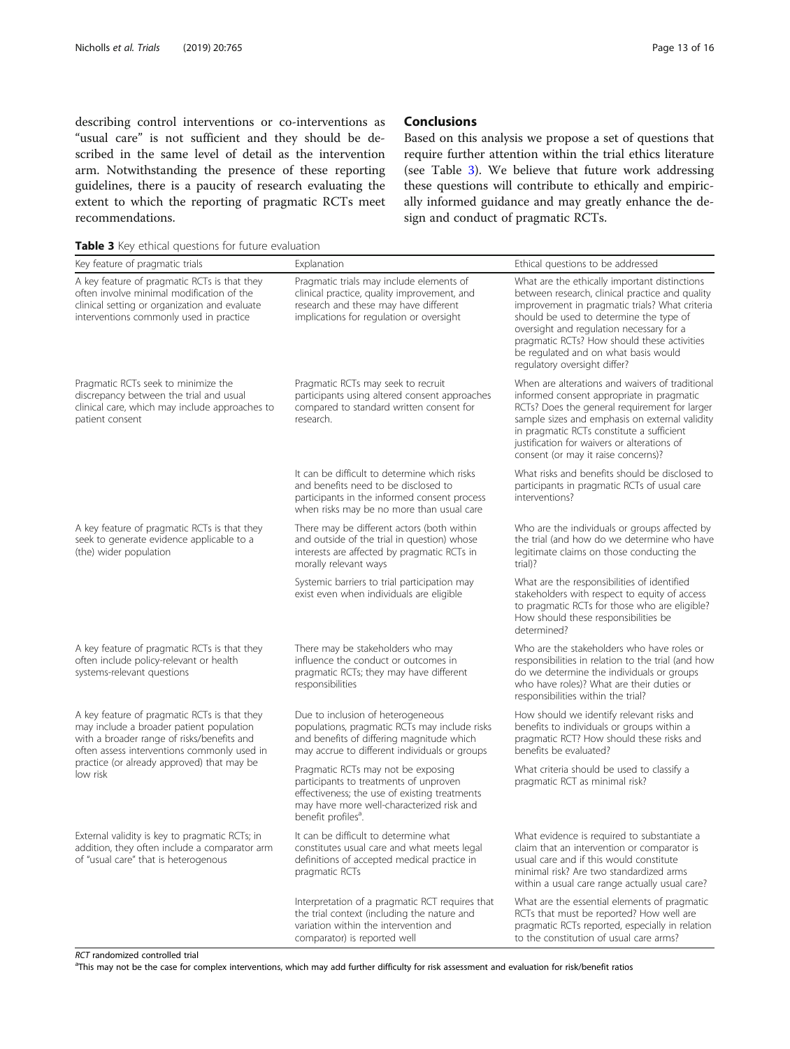describing control interventions or co-interventions as "usual care" is not sufficient and they should be described in the same level of detail as the intervention arm. Notwithstanding the presence of these reporting guidelines, there is a paucity of research evaluating the extent to which the reporting of pragmatic RCTs meet recommendations.

## Conclusions

Based on this analysis we propose a set of questions that require further attention within the trial ethics literature (see Table 3). We believe that future work addressing these questions will contribute to ethically and empirically informed guidance and may greatly enhance the design and conduct of pragmatic RCTs.

**Table 3** Key ethical questions for future evaluation

| Key feature of pragmatic trials | Explanation | Ethical questions to be addressed |
|---|---|---|
| A key feature of pragmatic RCTs is that they often involve minimal modification of the clinical setting or organization and evaluate interventions commonly used in practice | Pragmatic trials may include elements of clinical practice, quality improvement, and research and these may have different implications for regulation or oversight | What are the ethically important distinctions between research, clinical practice and quality improvement in pragmatic trials? What criteria should be used to determine the type of oversight and regulation necessary for a pragmatic RCTs? How should these activities be regulated and on what basis would regulatory oversight differ? |
| Pragmatic RCTs seek to minimize the discrepancy between the trial and usual clinical care, which may include approaches to patient consent | Pragmatic RCTs may seek to recruit participants using altered consent approaches compared to standard written consent for research. | When are alterations and waivers of traditional informed consent appropriate in pragmatic RCTs? Does the general requirement for larger sample sizes and emphasis on external validity in pragmatic RCTs constitute a sufficient justification for waivers or alterations of consent (or may it raise concerns)? |
| | It can be difficult to determine which risks and benefits need to be disclosed to participants in the informed consent process when risks may be no more than usual care | What risks and benefits should be disclosed to participants in pragmatic RCTs of usual care interventions? |
| A key feature of pragmatic RCTs is that they seek to generate evidence applicable to a (the) wider population | There may be different actors (both within and outside of the trial in question) whose interests are affected by pragmatic RCTs in morally relevant ways | Who are the individuals or groups affected by the trial (and how do we determine who have legitimate claims on those conducting the trial)? |
| | Systemic barriers to trial participation may exist even when individuals are eligible | What are the responsibilities of identified stakeholders with respect to equity of access to pragmatic RCTs for those who are eligible? How should these responsibilities be determined? |
| A key feature of pragmatic RCTs is that they often include policy-relevant or health systems-relevant questions | There may be stakeholders who may influence the conduct or outcomes in pragmatic RCTs; they may have different responsibilities | Who are the stakeholders who have roles or responsibilities in relation to the trial (and how do we determine the individuals or groups who have roles)? What are their duties or responsibilities within the trial? |
| A key feature of pragmatic RCTs is that they may include a broader patient population with a broader range of risks/benefits and often assess interventions commonly used in practice (or already approved) that may be low risk | Due to inclusion of heterogeneous populations, pragmatic RCTs may include risks and benefits of differing magnitude which may accrue to different individuals or groups | How should we identify relevant risks and benefits to individuals or groups within a pragmatic RCT? How should these risks and benefits be evaluated? |
| | Pragmatic RCTs may not be exposing participants to treatments of unproven effectiveness; the use of existing treatments may have more well-characterized risk and benefit profiles[a]. | What criteria should be used to classify a pragmatic RCT as minimal risk? |
| External validity is key to pragmatic RCTs; in addition, they often include a comparator arm of "usual care" that is heterogeneous | It can be difficult to determine what constitutes usual care and what meets legal definitions of accepted medical practice in pragmatic RCTs | What evidence is required to substantiate a claim that an intervention or comparator is usual care and if this would constitute minimal risk? Are two standardized arms within a usual care range actually usual care? |
| | Interpretation of a pragmatic RCT requires that the trial context (including the nature and variation within the intervention and comparator) is reported well | What are the essential elements of pragmatic RCTs that must be reported? How well are pragmatic RCTs reported, especially in relation to the constitution of usual care arms? |

*RCT* randomized controlled trial

[a]This may not be the case for complex interventions, which may add further difficulty for risk assessment and evaluation for risk/benefit ratios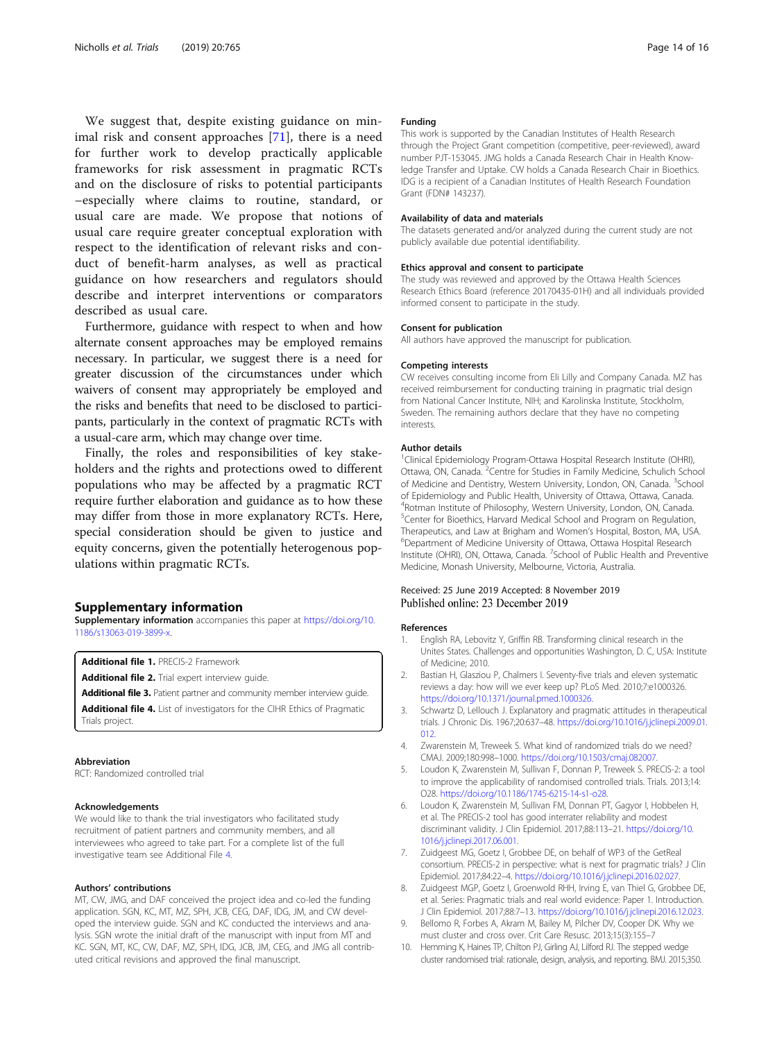We suggest that, despite existing guidance on minimal risk and consent approaches [71], there is a need for further work to develop practically applicable frameworks for risk assessment in pragmatic RCTs and on the disclosure of risks to potential participants –especially where claims to routine, standard, or usual care are made. We propose that notions of usual care require greater conceptual exploration with respect to the identification of relevant risks and conduct of benefit-harm analyses, as well as practical guidance on how researchers and regulators should describe and interpret interventions or comparators described as usual care.

Furthermore, guidance with respect to when and how alternate consent approaches may be employed remains necessary. In particular, we suggest there is a need for greater discussion of the circumstances under which waivers of consent may appropriately be employed and the risks and benefits that need to be disclosed to participants, particularly in the context of pragmatic RCTs with a usual-care arm, which may change over time.

Finally, the roles and responsibilities of key stakeholders and the rights and protections owed to different populations who may be affected by a pragmatic RCT require further elaboration and guidance as to how these may differ from those in more explanatory RCTs. Here, special consideration should be given to justice and equity concerns, given the potentially heterogenous populations within pragmatic RCTs.

## Supplementary information

**Supplementary information** accompanies this paper at https://doi.org/10.1186/s13063-019-3899-x.

**Additional file 1.** PRECIS-2 Framework

**Additional file 2.** Trial expert interview guide.

**Additional file 3.** Patient partner and community member interview guide.

**Additional file 4.** List of investigators for the CIHR Ethics of Pragmatic Trials project.

### Abbreviation

RCT: Randomized controlled trial

### Acknowledgements

We would like to thank the trial investigators who facilitated study recruitment of patient partners and community members, and all interviewees who agreed to take part. For a complete list of the full investigative team see Additional File 4.

### Authors' contributions

MT, CW, JMG, and DAF conceived the project idea and co-led the funding application. SGN, KC, MT, MZ, SPH, JCB, CEG, DAF, IDG, JM, and CW developed the interview guide. SGN and KC conducted the interviews and analysis. SGN wrote the initial draft of the manuscript with input from MT and KC. SGN, MT, KC, CW, DAF, MZ, SPH, IDG, JCB, JM, CEG, and JMG all contributed critical revisions and approved the final manuscript.

### Funding

This work is supported by the Canadian Institutes of Health Research through the Project Grant competition (competitive, peer-reviewed), award number PJT-153045. JMG holds a Canada Research Chair in Health Knowledge Transfer and Uptake. CW holds a Canada Research Chair in Bioethics. IDG is a recipient of a Canadian Institutes of Health Research Foundation Grant (FDN# 143237).

### Availability of data and materials

The datasets generated and/or analyzed during the current study are not publicly available due potential identifiability.

### Ethics approval and consent to participate

The study was reviewed and approved by the Ottawa Health Sciences Research Ethics Board (reference 20170435-01H) and all individuals provided informed consent to participate in the study.

### Consent for publication

All authors have approved the manuscript for publication.

### Competing interests

CW receives consulting income from Eli Lilly and Company Canada. MZ has received reimbursement for conducting training in pragmatic trial design from National Cancer Institute, NIH; and Karolinska Institute, Stockholm, Sweden. The remaining authors declare that they have no competing interests.

### Author details

[1]Clinical Epidemiology Program-Ottawa Hospital Research Institute (OHRI), Ottawa, ON, Canada. [2]Centre for Studies in Family Medicine, Schulich School of Medicine and Dentistry, Western University, London, ON, Canada. [3]School of Epidemiology and Public Health, University of Ottawa, Ottawa, Canada. [4]Rotman Institute of Philosophy, Western University, London, ON, Canada. [5]Center for Bioethics, Harvard Medical School and Program on Regulation, Therapeutics, and Law at Brigham and Women's Hospital, Boston, MA, USA. [6]Department of Medicine University of Ottawa, Ottawa Hospital Research Institute (OHRI), ON, Ottawa, Canada. [7]School of Public Health and Preventive Medicine, Monash University, Melbourne, Victoria, Australia.

Received: 25 June 2019 Accepted: 8 November 2019
Published online: 23 December 2019

### References

1. English RA, Lebovitz Y, Griffin RB. Transforming clinical research in the Unites States. Challenges and opportunities Washington, D. C, USA: Institute of Medicine; 2010.
2. Bastian H, Glasziou P, Chalmers I. Seventy-five trials and eleven systematic reviews a day: how will we ever keep up? PLoS Med. 2010;7:e1000326. https://doi.org/10.1371/journal.pmed.1000326.
3. Schwartz D, Lellouch J. Explanatory and pragmatic attitudes in therapeutical trials. J Chronic Dis. 1967;20:637–48. https://doi.org/10.1016/j.jclinepi.2009.01.012.
4. Zwarenstein M, Treweek S. What kind of randomized trials do we need? CMAJ. 2009;180:998–1000. https://doi.org/10.1503/cmaj.082007.
5. Loudon K, Zwarenstein M, Sullivan F, Donnan P, Treweek S. PRECIS-2: a tool to improve the applicability of randomised controlled trials. Trials. 2013;14:O28. https://doi.org/10.1186/1745-6215-14-s1-o28.
6. Loudon K, Zwarenstein M, Sullivan FM, Donnan PT, Gagyor I, Hobbelen H, et al. The PRECIS-2 tool has good interrater reliability and modest discriminant validity. J Clin Epidemiol. 2017;88:113–21. https://doi.org/10.1016/j.jclinepi.2017.06.001.
7. Zuidgeest MG, Goetz I, Grobbee DE, on behalf of WP3 of the GetReal consortium. PRECIS-2 in perspective: what is next for pragmatic trials? J Clin Epidemiol. 2017;84:22–4. https://doi.org/10.1016/j.jclinepi.2016.02.027.
8. Zuidgeest MGP, Goetz I, Groenwold RHH, Irving E, van Thiel G, Grobbee DE, et al. Series: Pragmatic trials and real world evidence: Paper 1. Introduction. J Clin Epidemiol. 2017;88:7–13. https://doi.org/10.1016/j.jclinepi.2016.12.023.
9. Bellomo R, Forbes A, Akram M, Bailey M, Pilcher DV, Cooper DK. Why we must cluster and cross over. Crit Care Resusc. 2013;15(3):155–7
10. Hemming K, Haines TP, Chilton PJ, Girling AJ, Lilford RJ. The stepped wedge cluster randomised trial: rationale, design, analysis, and reporting. BMJ. 2015;350.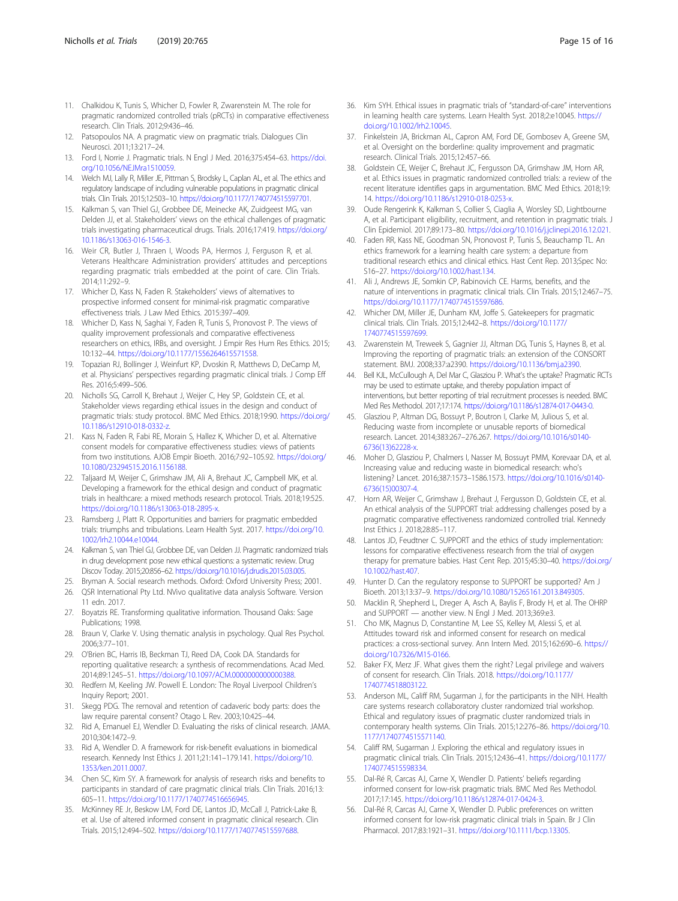11. Chalkidou K, Tunis S, Whicher D, Fowler R, Zwarenstein M. The role for pragmatic randomized controlled trials (pRCTs) in comparative effectiveness research. Clin Trials. 2012;9:436–46.
12. Patsopoulos NA. A pragmatic view on pragmatic trials. Dialogues Clin Neurosci. 2011;13:217–24.
13. Ford I, Norrie J. Pragmatic trials. N Engl J Med. 2016;375:454–63. https://doi.org/10.1056/NEJMra1510059.
14. Welch MJ, Lally R, Miller JE, Pittman S, Brodsky L, Caplan AL, et al. The ethics and regulatory landscape of including vulnerable populations in pragmatic clinical trials. Clin Trials. 2015;12:503–10. https://doi.org/10.1177/1740774515597701.
15. Kalkman S, van Thiel GJ, Grobbee DE, Meinecke AK, Zuidgeest MG, van Delden JJ, et al. Stakeholders' views on the ethical challenges of pragmatic trials investigating pharmaceutical drugs. Trials. 2016;17:419. https://doi.org/10.1186/s13063-016-1546-3.
16. Weir CR, Butler J, Thraen I, Woods PA, Hermos J, Ferguson R, et al. Veterans Healthcare Administration providers' attitudes and perceptions regarding pragmatic trials embedded at the point of care. Clin Trials. 2014;11:292–9.
17. Whicher D, Kass N, Faden R. Stakeholders' views of alternatives to prospective informed consent for minimal-risk pragmatic comparative effectiveness trials. J Law Med Ethics. 2015:397–409.
18. Whicher D, Kass N, Saghai Y, Faden R, Tunis S, Pronovost P. The views of quality improvement professionals and comparative effectiveness researchers on ethics, IRBs, and oversight. J Empir Res Hum Res Ethics. 2015;10:132–44. https://doi.org/10.1177/1556264615571558.
19. Topazian RJ, Bollinger J, Weinfurt KP, Dvoskin R, Matthews D, DeCamp M, et al. Physicians' perspectives regarding pragmatic clinical trials. J Comp Eff Res. 2016;5:499–506.
20. Nicholls SG, Carroll K, Brehaut J, Weijer C, Hey SP, Goldstein CE, et al. Stakeholder views regarding ethical issues in the design and conduct of pragmatic trials: study protocol. BMC Med Ethics. 2018;19:90. https://doi.org/10.1186/s12910-018-0332-z.
21. Kass N, Faden R, Fabi RE, Morain S, Hallez K, Whicher D, et al. Alternative consent models for comparative effectiveness studies: views of patients from two institutions. AJOB Empir Bioeth. 2016;7:92–105.92. https://doi.org/10.1080/23294515.2016.1156188.
22. Taljaard M, Weijer C, Grimshaw JM, Ali A, Brehaut JC, Campbell MK, et al. Developing a framework for the ethical design and conduct of pragmatic trials in healthcare: a mixed methods research protocol. Trials. 2018;19:525. https://doi.org/10.1186/s13063-018-2895-x.
23. Ramsberg J, Platt R. Opportunities and barriers for pragmatic embedded trials: triumphs and tribulations. Learn Health Syst. 2017. https://doi.org/10.1002/lrh2.10044.e10044.
24. Kalkman S, van Thiel GJ, Grobbee DE, van Delden JJ. Pragmatic randomized trials in drug development pose new ethical questions: a systematic review. Drug Discov Today. 2015;20:856–62. https://doi.org/10.1016/j.drudis.2015.03.005.
25. Bryman A. Social research methods. Oxford: Oxford University Press; 2001.
26. QSR International Pty Ltd. NVivo qualitative data analysis Software. Version 11 edn. 2017.
27. Boyatzis RE. Transforming qualitative information. Thousand Oaks: Sage Publications; 1998.
28. Braun V, Clarke V. Using thematic analysis in psychology. Qual Res Psychol. 2006;3:77–101.
29. O'Brien BC, Harris IB, Beckman TJ, Reed DA, Cook DA. Standards for reporting qualitative research: a synthesis of recommendations. Acad Med. 2014;89:1245–51. https://doi.org/10.1097/ACM.0000000000000388.
30. Redfern M, Keeling JW. Powell E. London: The Royal Liverpool Children's Inquiry Report; 2001.
31. Skegg PDG. The removal and retention of cadaveric body parts: does the law require parental consent? Otago L Rev. 2003;10:425–44.
32. Rid A, Emanuel EJ, Wendler D. Evaluating the risks of clinical research. JAMA. 2010;304:1472–9.
33. Rid A, Wendler D. A framework for risk-benefit evaluations in biomedical research. Kennedy Inst Ethics J. 2011;21:141–179.141. https://doi.org/10.1353/ken.2011.0007.
34. Chen SC, Kim SY. A framework for analysis of research risks and benefits to participants in standard of care pragmatic clinical trials. Clin Trials. 2016;13:605–11. https://doi.org/10.1177/1740774516656945.
35. McKinney RE Jr, Beskow LM, Ford DE, Lantos JD, McCall J, Patrick-Lake B, et al. Use of altered informed consent in pragmatic clinical research. Clin Trials. 2015;12:494–502. https://doi.org/10.1177/1740774515597688.
36. Kim SYH. Ethical issues in pragmatic trials of "standard-of-care" interventions in learning health care systems. Learn Health Syst. 2018;2:e10045. https://doi.org/10.1002/lrh2.10045.
37. Finkelstein JA, Brickman AL, Capron AM, Ford DE, Gombosev A, Greene SM, et al. Oversight on the borderline: quality improvement and pragmatic research. Clinical Trials. 2015;12:457–66.
38. Goldstein CE, Weijer C, Brehaut JC, Fergusson DA, Grimshaw JM, Horn AR, et al. Ethics issues in pragmatic randomized controlled trials: a review of the recent literature identifies gaps in argumentation. BMC Med Ethics. 2018;19:14. https://doi.org/10.1186/s12910-018-0253-x.
39. Oude Rengerink K, Kalkman S, Collier S, Ciaglia A, Worsley SD, Lightbourne A, et al. Participant eligibility, recruitment, and retention in pragmatic trials. J Clin Epidemiol. 2017;89:173–80. https://doi.org/10.1016/j.jclinepi.2016.12.021.
40. Faden RR, Kass NE, Goodman SN, Pronovost P, Tunis S, Beauchamp TL. An ethics framework for a learning health care system: a departure from traditional research ethics and clinical ethics. Hast Cent Rep. 2013;Spec No: S16–27. https://doi.org/10.1002/hast.134.
41. Ali J, Andrews JE, Somkin CP, Rabinovich CE. Harms, benefits, and the nature of interventions in pragmatic clinical trials. Clin Trials. 2015;12:467–75. https://doi.org/10.1177/1740774515597686.
42. Whicher DM, Miller JE, Dunham KM, Joffe S. Gatekeepers for pragmatic clinical trials. Clin Trials. 2015;12:442–8. https://doi.org/10.1177/1740774515597699.
43. Zwarenstein M, Treweek S, Gagnier JJ, Altman DG, Tunis S, Haynes B, et al. Improving the reporting of pragmatic trials: an extension of the CONSORT statement. BMJ. 2008;337:a2390. https://doi.org/10.1136/bmj.a2390.
44. Bell KJL, McCullough A, Del Mar C, Glasziou P. What's the uptake? Pragmatic RCTs may be used to estimate uptake, and thereby population impact of interventions, but better reporting of trial recruitment processes is needed. BMC Med Res Methodol. 2017;17:174. https://doi.org/10.1186/s12874-017-0443-0.
45. Glasziou P, Altman DG, Bossuyt P, Boutron I, Clarke M, Julious S, et al. Reducing waste from incomplete or unusable reports of biomedical research. Lancet. 2014;383:267–276.267. https://doi.org/10.1016/s0140-6736(13)62228-x.
46. Moher D, Glasziou P, Chalmers I, Nasser M, Bossuyt PMM, Korevaar DA, et al. Increasing value and reducing waste in biomedical research: who's listening? Lancet. 2016;387:1573–1586.1573. https://doi.org/10.1016/s0140-6736(15)00307-4.
47. Horn AR, Weijer C, Grimshaw J, Brehaut J, Fergusson D, Goldstein CE, et al. An ethical analysis of the SUPPORT trial: addressing challenges posed by a pragmatic comparative effectiveness randomized controlled trial. Kennedy Inst Ethics J. 2018;28:85–117.
48. Lantos JD, Feudtner C. SUPPORT and the ethics of study implementation: lessons for comparative effectiveness research from the trial of oxygen therapy for premature babies. Hast Cent Rep. 2015;45:30–40. https://doi.org/10.1002/hast.407.
49. Hunter D. Can the regulatory response to SUPPORT be supported? Am J Bioeth. 2013;13:37–9. https://doi.org/10.1080/15265161.2013.849305.
50. Macklin R, Shepherd L, Dreger A, Asch A, Baylis F, Brody H, et al. The OHRP and SUPPORT — another view. N Engl J Med. 2013;369:e3.
51. Cho MK, Magnus D, Constantine M, Lee SS, Kelley M, Alessi S, et al. Attitudes toward risk and informed consent for research on medical practices: a cross-sectional survey. Ann Intern Med. 2015;162:690–6. https://doi.org/10.7326/M15-0166.
52. Baker FX, Merz JF. What gives them the right? Legal privilege and waivers of consent for research. Clin Trials. 2018. https://doi.org/10.1177/1740774518803122.
53. Anderson ML, Califf RM, Sugarman J, for the participants in the NIH. Health care systems research collaboratory cluster randomized trial workshop. Ethical and regulatory issues of pragmatic cluster randomized trials in contemporary health systems. Clin Trials. 2015;12:276–86. https://doi.org/10.1177/1740774515571140.
54. Califf RM, Sugarman J. Exploring the ethical and regulatory issues in pragmatic clinical trials. Clin Trials. 2015;12:436–41. https://doi.org/10.1177/1740774515598334.
55. Dal-Ré R, Carcas AJ, Carne X, Wendler D. Patients' beliefs regarding informed consent for low-risk pragmatic trials. BMC Med Res Methodol. 2017;17:145. https://doi.org/10.1186/s12874-017-0424-3.
56. Dal-Ré R, Carcas AJ, Carne X, Wendler D. Public preferences on written informed consent for low-risk pragmatic clinical trials in Spain. Br J Clin Pharmacol. 2017;83:1921–31. https://doi.org/10.1111/bcp.13305.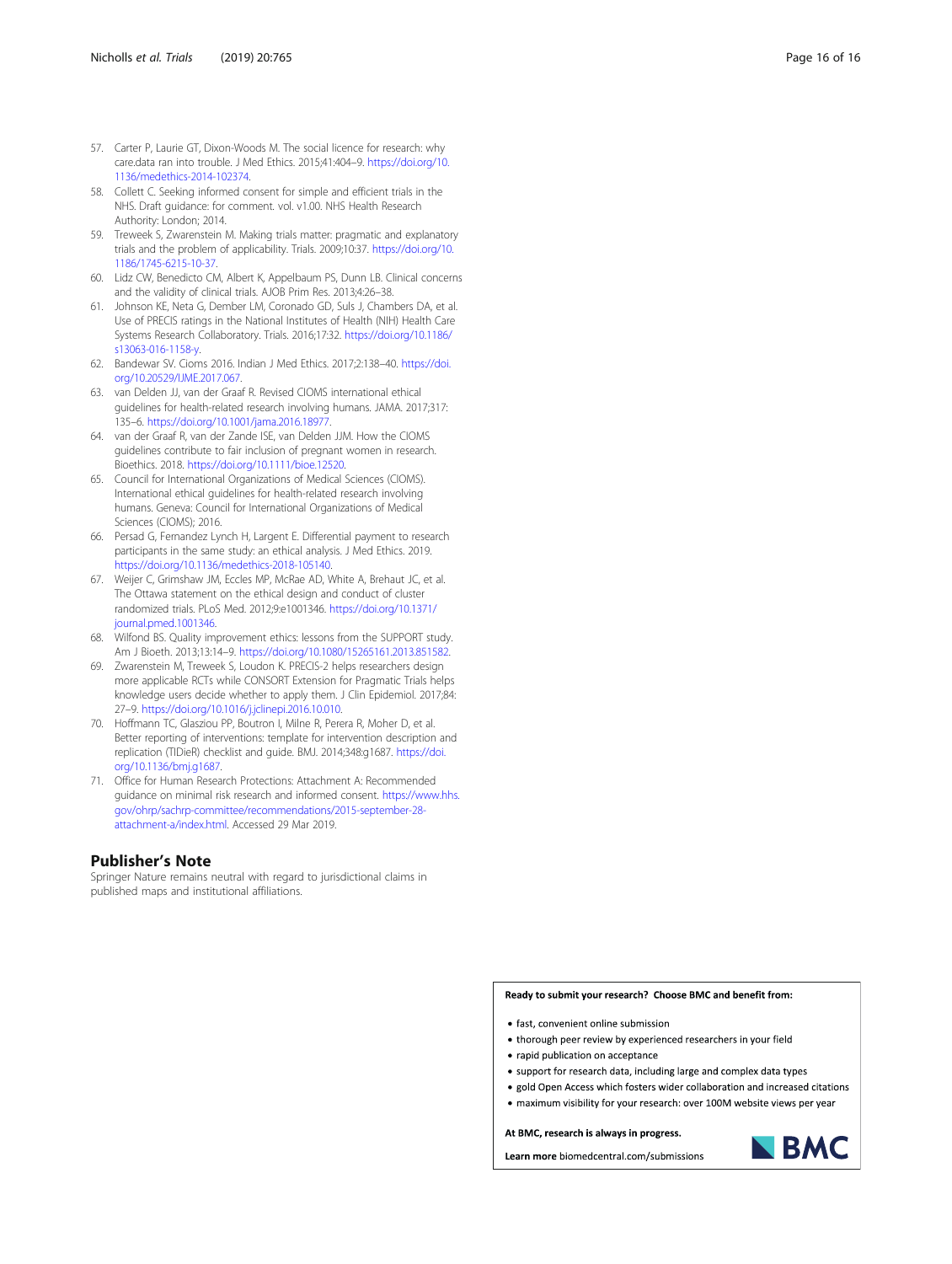57. Carter P, Laurie GT, Dixon-Woods M. The social licence for research: why care.data ran into trouble. J Med Ethics. 2015;41:404–9. https://doi.org/10.1136/medethics-2014-102374.
58. Collett C. Seeking informed consent for simple and efficient trials in the NHS. Draft guidance: for comment. vol. v1.00. NHS Health Research Authority: London; 2014.
59. Treweek S, Zwarenstein M. Making trials matter: pragmatic and explanatory trials and the problem of applicability. Trials. 2009;10:37. https://doi.org/10.1186/1745-6215-10-37.
60. Lidz CW, Benedicto CM, Albert K, Appelbaum PS, Dunn LB. Clinical concerns and the validity of clinical trials. AJOB Prim Res. 2013;4:26–38.
61. Johnson KE, Neta G, Dember LM, Coronado GD, Suls J, Chambers DA, et al. Use of PRECIS ratings in the National Institutes of Health (NIH) Health Care Systems Research Collaboratory. Trials. 2016;17:32. https://doi.org/10.1186/s13063-016-1158-y.
62. Bandewar SV. Cioms 2016. Indian J Med Ethics. 2017;2:138–40. https://doi.org/10.20529/IJME.2017.067.
63. van Delden JJ, van der Graaf R. Revised CIOMS international ethical guidelines for health-related research involving humans. JAMA. 2017;317:135–6. https://doi.org/10.1001/jama.2016.18977.
64. van der Graaf R, van der Zande ISE, van Delden JJM. How the CIOMS guidelines contribute to fair inclusion of pregnant women in research. Bioethics. 2018. https://doi.org/10.1111/bioe.12520.
65. Council for International Organizations of Medical Sciences (CIOMS). International ethical guidelines for health-related research involving humans. Geneva: Council for International Organizations of Medical Sciences (CIOMS); 2016.
66. Persad G, Fernandez Lynch H, Largent E. Differential payment to research participants in the same study: an ethical analysis. J Med Ethics. 2019. https://doi.org/10.1136/medethics-2018-105140.
67. Weijer C, Grimshaw JM, Eccles MP, McRae AD, White A, Brehaut JC, et al. The Ottawa statement on the ethical design and conduct of cluster randomized trials. PLoS Med. 2012;9:e1001346. https://doi.org/10.1371/journal.pmed.1001346.
68. Wilfond BS. Quality improvement ethics: lessons from the SUPPORT study. Am J Bioeth. 2013;13:14–9. https://doi.org/10.1080/15265161.2013.851582.
69. Zwarenstein M, Treweek S, Loudon K. PRECIS-2 helps researchers design more applicable RCTs while CONSORT Extension for Pragmatic Trials helps knowledge users decide whether to apply them. J Clin Epidemiol. 2017;84:27–9. https://doi.org/10.1016/j.jclinepi.2016.10.010.
70. Hoffmann TC, Glasziou PP, Boutron I, Milne R, Perera R, Moher D, et al. Better reporting of interventions: template for intervention description and replication (TIDieR) checklist and guide. BMJ. 2014;348:g1687. https://doi.org/10.1136/bmj.g1687.
71. Office for Human Research Protections: Attachment A: Recommended guidance on minimal risk research and informed consent. https://www.hhs.gov/ohrp/sachrp-committee/recommendations/2015-september-28-attachment-a/index.html. Accessed 29 Mar 2019.

## Publisher's Note

Springer Nature remains neutral with regard to jurisdictional claims in published maps and institutional affiliations.

**Ready to submit your research? Choose BMC and benefit from:**

- fast, convenient online submission
- thorough peer review by experienced researchers in your field
- rapid publication on acceptance
- support for research data, including large and complex data types
- gold Open Access which fosters wider collaboration and increased citations
- maximum visibility for your research: over 100M website views per year

**At BMC, research is always in progress.**

**Learn more** biomedcentral.com/submissions

BMC